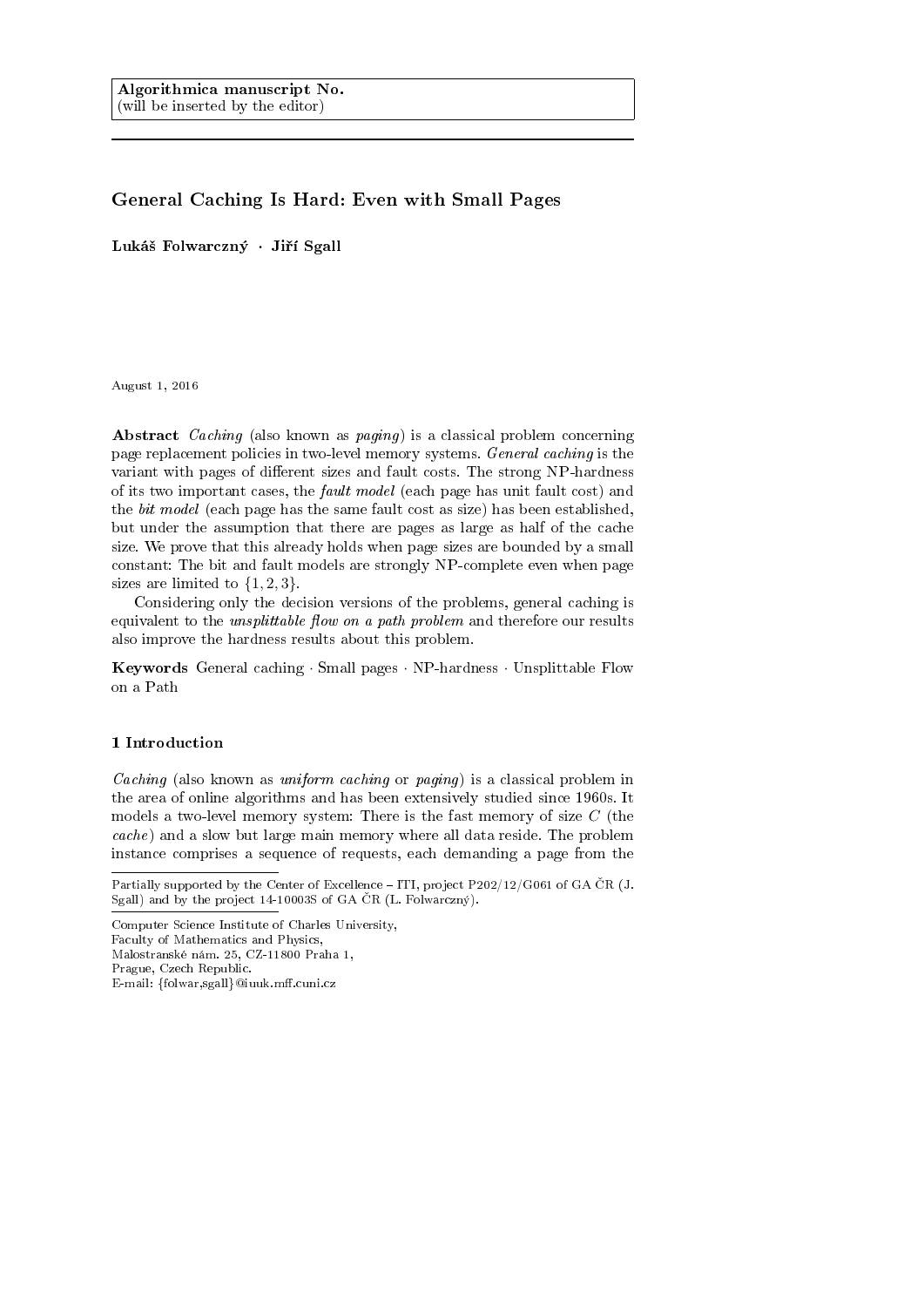Algorithmica manuscript No.
(will be inserted by the editor)

# General Caching Is Hard: Even with Small Pages

**Lukáš Folwarczný · Jiří Sgall**

August 1, 2016

**Abstract** *Caching* (also known as *paging*) is a classical problem concerning page replacement policies in two-level memory systems. *General caching* is the variant with pages of different sizes and fault costs. The strong NP-hardness of its two important cases, the *fault model* (each page has unit fault cost) and the *bit model* (each page has the same fault cost as size) has been established, but under the assumption that there are pages as large as half of the cache size. We prove that this already holds when page sizes are bounded by a small constant: The bit and fault models are strongly NP-complete even when page sizes are limited to $\{1, 2, 3\}$.

Considering only the decision versions of the problems, general caching is equivalent to the *unsplittable flow on a path problem* and therefore our results also improve the hardness results about this problem.

**Keywords** General caching · Small pages · NP-hardness · Unsplittable Flow on a Path

## 1 Introduction

*Caching* (also known as *uniform caching* or *paging*) is a classical problem in the area of online algorithms and has been extensively studied since 1960s. It models a two-level memory system: There is the fast memory of size $C$ (the *cache*) and a slow but large main memory where all data reside. The problem instance comprises a sequence of requests, each demanding a page from the

Partially supported by the Center of Excellence – ITI, project P202/12/G061 of GA ČR (J. Sgall) and by the project 14-10003S of GA ČR (L. Folwarczný).

Computer Science Institute of Charles University,
Faculty of Mathematics and Physics,
Malostranské nám. 25, CZ-11800 Praha 1,
Prague, Czech Republic.
E-mail: {folwar,sgall}@iuuk.mff.cuni.cz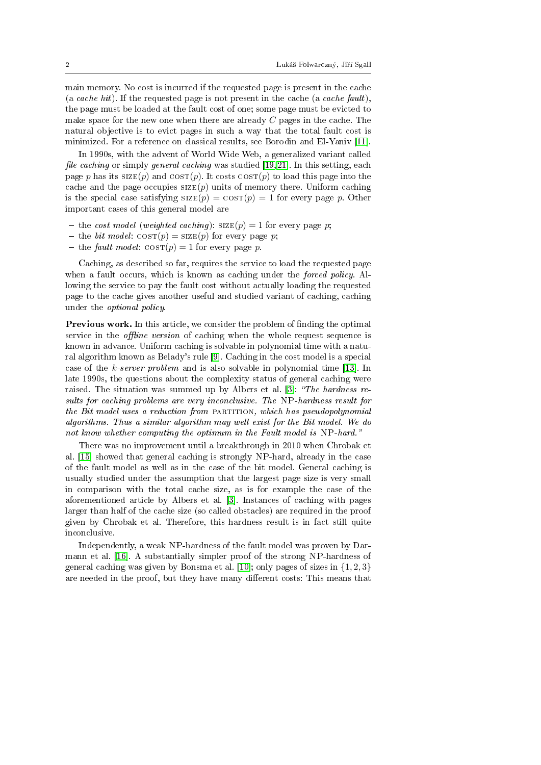main memory. No cost is incurred if the requested page is present in the cache (a *cache hit*). If the requested page is not present in the cache (a *cache fault*), the page must be loaded at the fault cost of one; some page must be evicted to make space for the new one when there are already $C$ pages in the cache. The natural objective is to evict pages in such a way that the total fault cost is minimized. For a reference on classical results, see Borodin and El-Yaniv [11].

In 1990s, with the advent of World Wide Web, a generalized variant called *file caching* or simply *general caching* was studied [19,21]. In this setting, each page $p$ has its $\textsc{size}(p)$ and $\textsc{cost}(p)$. It costs $\textsc{cost}(p)$ to load this page into the cache and the page occupies $\textsc{size}(p)$ units of memory there. Uniform caching is the special case satisfying $\textsc{size}(p) = \textsc{cost}(p) = 1$ for every page $p$. Other important cases of this general model are

- the *cost model* (*weighted caching*): $\textsc{size}(p) = 1$ for every page $p$;
- the *bit model*: $\textsc{cost}(p) = \textsc{size}(p)$ for every page $p$;
- the *fault model*: $\textsc{cost}(p) = 1$ for every page $p$.

Caching, as described so far, requires the service to load the requested page when a fault occurs, which is known as caching under the *forced policy*. Allowing the service to pay the fault cost without actually loading the requested page to the cache gives another useful and studied variant of caching, caching under the *optional policy*.

**Previous work.** In this article, we consider the problem of finding the optimal service in the *offline version* of caching when the whole request sequence is known in advance. Uniform caching is solvable in polynomial time with a natural algorithm known as Belady's rule [9]. Caching in the cost model is a special case of the *k-server problem* and is also solvable in polynomial time [13]. In late 1990s, the questions about the complexity status of general caching were raised. The situation was summed up by Albers et al. [3]: *"The hardness results for caching problems are very inconclusive. The NP-hardness result for the Bit model uses a reduction from* PARTITION*, which has pseudopolynomial algorithms. Thus a similar algorithm may well exist for the Bit model. We do not know whether computing the optimum in the Fault model is NP-hard."*

There was no improvement until a breakthrough in 2010 when Chrobak et al. [15] showed that general caching is strongly NP-hard, already in the case of the fault model as well as in the case of the bit model. General caching is usually studied under the assumption that the largest page size is very small in comparison with the total cache size, as is for example the case of the aforementioned article by Albers et al. [3]. Instances of caching with pages larger than half of the cache size (so called obstacles) are required in the proof given by Chrobak et al. Therefore, this hardness result is in fact still quite inconclusive.

Independently, a weak NP-hardness of the fault model was proven by Darmann et al. [16]. A substantially simpler proof of the strong NP-hardness of general caching was given by Bonsma et al. [10]; only pages of sizes in $\{1, 2, 3\}$ are needed in the proof, but they have many different costs: This means that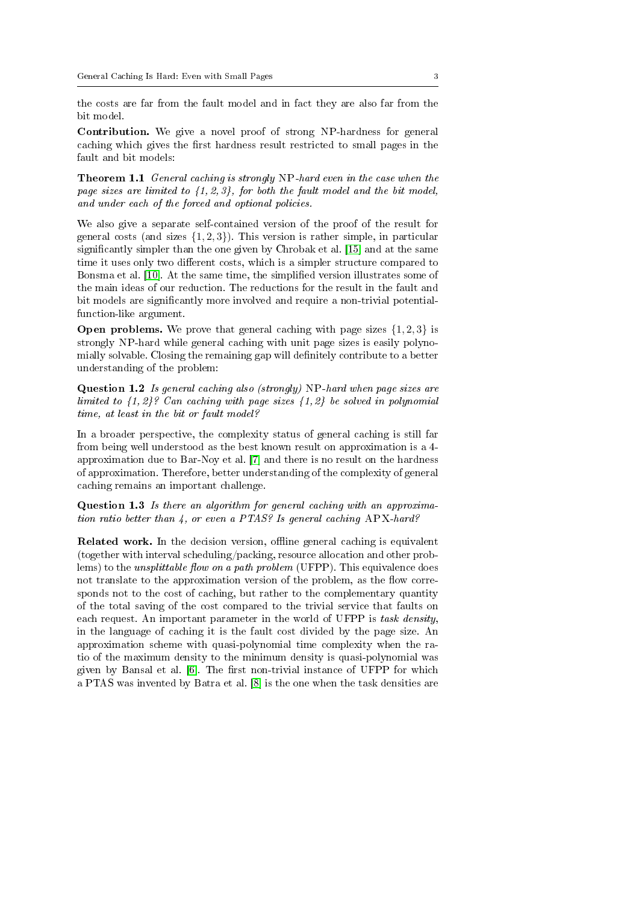the costs are far from the fault model and in fact they are also far from the bit model.

**Contribution.** We give a novel proof of strong NP-hardness for general caching which gives the first hardness result restricted to small pages in the fault and bit models:

**Theorem 1.1** *General caching is strongly* NP*-hard even in the case when the page sizes are limited to {1, 2, 3}, for both the fault model and the bit model, and under each of the forced and optional policies.*

We also give a separate self-contained version of the proof of the result for general costs (and sizes $\{1, 2, 3\}$). This version is rather simple, in particular significantly simpler than the one given by Chrobak et al. [15] and at the same time it uses only two different costs, which is a simpler structure compared to Bonsma et al. [10]. At the same time, the simplified version illustrates some of the main ideas of our reduction. The reductions for the result in the fault and bit models are significantly more involved and require a non-trivial potential-function-like argument.

**Open problems.** We prove that general caching with page sizes $\{1, 2, 3\}$ is strongly NP-hard while general caching with unit page sizes is easily polynomially solvable. Closing the remaining gap will definitely contribute to a better understanding of the problem:

**Question 1.2** *Is general caching also (strongly)* NP*-hard when page sizes are limited to {1, 2}? Can caching with page sizes {1, 2} be solved in polynomial time, at least in the bit or fault model?*

In a broader perspective, the complexity status of general caching is still far from being well understood as the best known result on approximation is a 4-approximation due to Bar-Noy et al. [7] and there is no result on the hardness of approximation. Therefore, better understanding of the complexity of general caching remains an important challenge.

**Question 1.3** *Is there an algorithm for general caching with an approximation ratio better than 4, or even a PTAS? Is general caching* APX*-hard?*

**Related work.** In the decision version, offline general caching is equivalent (together with interval scheduling/packing, resource allocation and other problems) to the *unsplittable flow on a path problem* (UFPP). This equivalence does not translate to the approximation version of the problem, as the flow corresponds not to the cost of caching, but rather to the complementary quantity of the total saving of the cost compared to the trivial service that faults on each request. An important parameter in the world of UFPP is *task density*, in the language of caching it is the fault cost divided by the page size. An approximation scheme with quasi-polynomial time complexity when the ratio of the maximum density to the minimum density is quasi-polynomial was given by Bansal et al. [6]. The first non-trivial instance of UFPP for which a PTAS was invented by Batra et al. [8] is the one when the task densities are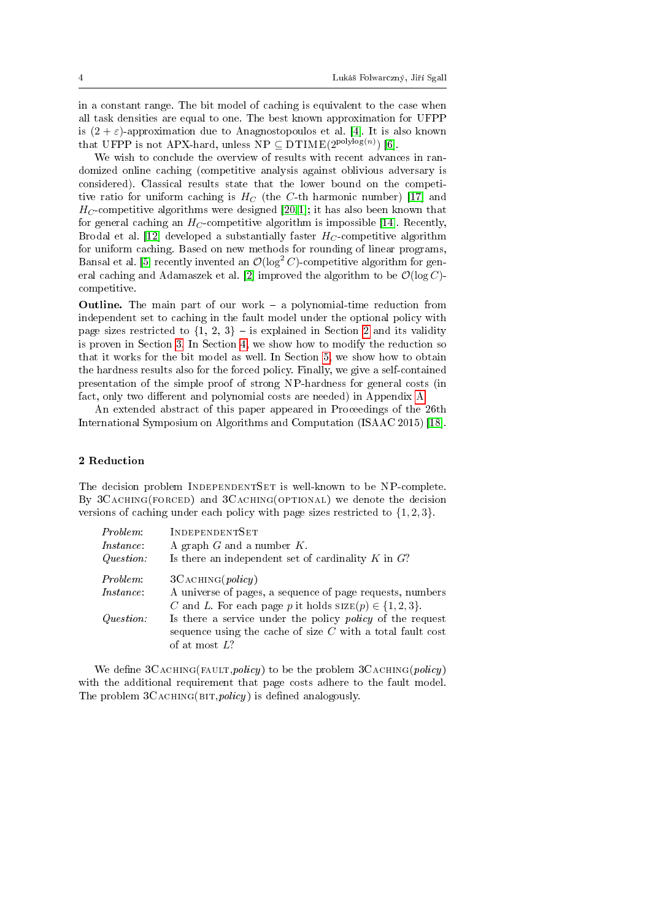in a constant range. The bit model of caching is equivalent to the case when all task densities are equal to one. The best known approximation for UFPP is $(2+\varepsilon)$-approximation due to Anagnostopoulos et al. [4]. It is also known that UFPP is not APX-hard, unless $\mathrm{NP} \subseteq \mathrm{DTIME}(2^{\mathrm{polylog}(n)})$ [6].

We wish to conclude the overview of results with recent advances in randomized online caching (competitive analysis against oblivious adversary is considered). Classical results state that the lower bound on the competitive ratio for uniform caching is $H_C$ (the $C$-th harmonic number) [17] and $H_C$-competitive algorithms were designed [20,1]; it has also been known that for general caching an $H_C$-competitive algorithm is impossible [14]. Recently, Brodal et al. [12] developed a substantially faster $H_C$-competitive algorithm for uniform caching. Based on new methods for rounding of linear programs, Bansal et al. [5] recently invented an $\mathcal{O}(\log^2 C)$-competitive algorithm for general caching and Adamaszek et al. [2] improved the algorithm to be $\mathcal{O}(\log C)$-competitive.

**Outline.** The main part of our work – a polynomial-time reduction from independent set to caching in the fault model under the optional policy with page sizes restricted to {1, 2, 3} – is explained in Section 2 and its validity is proven in Section 3. In Section 4, we show how to modify the reduction so that it works for the bit model as well. In Section 5, we show how to obtain the hardness results also for the forced policy. Finally, we give a self-contained presentation of the simple proof of strong NP-hardness for general costs (in fact, only two different and polynomial costs are needed) in Appendix A.

An extended abstract of this paper appeared in Proceedings of the 26th International Symposium on Algorithms and Computation (ISAAC 2015) [18].

## 2 Reduction

The decision problem IndependentSet is well-known to be NP-complete. By 3Caching(forced) and 3Caching(optional) we denote the decision versions of caching under each policy with page sizes restricted to $\{1,2,3\}$.

*Problem*: IndependentSet
*Instance*: A graph $G$ and a number $K$.
*Question:* Is there an independent set of cardinality $K$ in $G$?

*Problem*: 3Caching(*policy*)
*Instance*: A universe of pages, a sequence of page requests, numbers $C$ and $L$. For each page $p$ it holds $\textsc{size}(p) \in \{1,2,3\}$.
*Question:* Is there a service under the policy *policy* of the request sequence using the cache of size $C$ with a total fault cost of at most $L$?

We define 3Caching(fault,*policy*) to be the problem 3Caching(*policy*) with the additional requirement that page costs adhere to the fault model. The problem 3Caching(bit,*policy*) is defined analogously.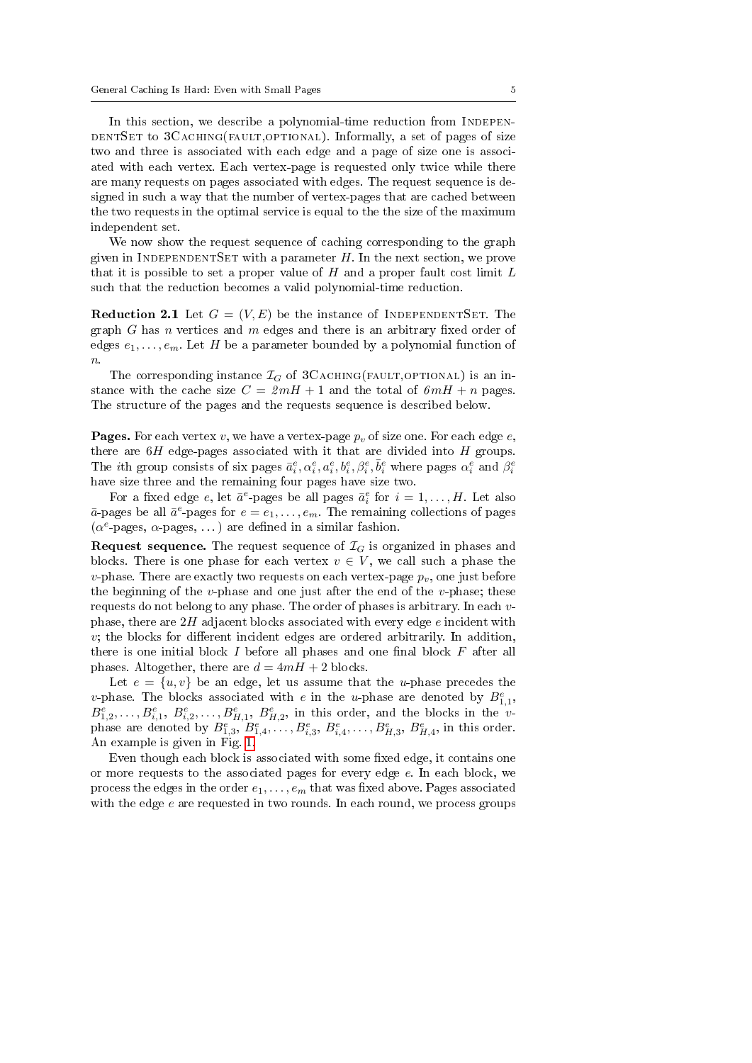In this section, we describe a polynomial-time reduction from IndependentSet to 3Caching(fault,optional). Informally, a set of pages of size two and three is associated with each edge and a page of size one is associated with each vertex. Each vertex-page is requested only twice while there are many requests on pages associated with edges. The request sequence is designed in such a way that the number of vertex-pages that are cached between the two requests in the optimal service is equal to the the size of the maximum independent set.

We now show the request sequence of caching corresponding to the graph given in IndependentSet with a parameter $H$. In the next section, we prove that it is possible to set a proper value of $H$ and a proper fault cost limit $L$ such that the reduction becomes a valid polynomial-time reduction.

**Reduction 2.1** Let $G = (V, E)$ be the instance of IndependentSet. The graph $G$ has $n$ vertices and $m$ edges and there is an arbitrary fixed order of edges $e_1, \dots, e_m$. Let $H$ be a parameter bounded by a polynomial function of $n$.

The corresponding instance $\mathcal{I}_G$ of 3Caching(fault,optional) is an instance with the cache size $C = 2mH + 1$ and the total of $6mH + n$ pages. The structure of the pages and the requests sequence is described below.

**Pages.** For each vertex $v$, we have a vertex-page $p_v$ of size one. For each edge $e$, there are $6H$ edge-pages associated with it that are divided into $H$ groups. The $i$th group consists of six pages $\bar{a}_i^e, \alpha_i^e, a_i^e, b_i^e, \beta_i^e, \bar{b}_i^e$ where pages $\alpha_i^e$ and $\beta_i^e$ have size three and the remaining four pages have size two.

For a fixed edge $e$, let $\bar{a}^e$-pages be all pages $\bar{a}_i^e$ for $i = 1, \dots, H$. Let also $\bar{a}$-pages be all $\bar{a}^e$-pages for $e = e_1, \dots, e_m$. The remaining collections of pages ($\alpha^e$-pages, $\alpha$-pages, ...) are defined in a similar fashion.

**Request sequence.** The request sequence of $\mathcal{I}_G$ is organized in phases and blocks. There is one phase for each vertex $v \in V$, we call such a phase the $v$-phase. There are exactly two requests on each vertex-page $p_v$, one just before the beginning of the $v$-phase and one just after the end of the $v$-phase; these requests do not belong to any phase. The order of phases is arbitrary. In each $v$-phase, there are $2H$ adjacent blocks associated with every edge $e$ incident with $v$; the blocks for different incident edges are ordered arbitrarily. In addition, there is one initial block $I$ before all phases and one final block $F$ after all phases. Altogether, there are $d = 4mH + 2$ blocks.

Let $e = \{u, v\}$ be an edge, let us assume that the $u$-phase precedes the $v$-phase. The blocks associated with $e$ in the $u$-phase are denoted by $B_{1,1}^e$, $B_{1,2}^e, \dots, B_{i,1}^e$, $B_{i,2}^e, \dots, B_{H,1}^e$, $B_{H,2}^e$, in this order, and the blocks in the $v$-phase are denoted by $B_{1,3}^e$, $B_{1,4}^e, \dots, B_{i,3}^e$, $B_{i,4}^e, \dots, B_{H,3}^e$, $B_{H,4}^e$, in this order. An example is given in Fig. 1.

Even though each block is associated with some fixed edge, it contains one or more requests to the associated pages for every edge $e$. In each block, we process the edges in the order $e_1, \dots, e_m$ that was fixed above. Pages associated with the edge $e$ are requested in two rounds. In each round, we process groups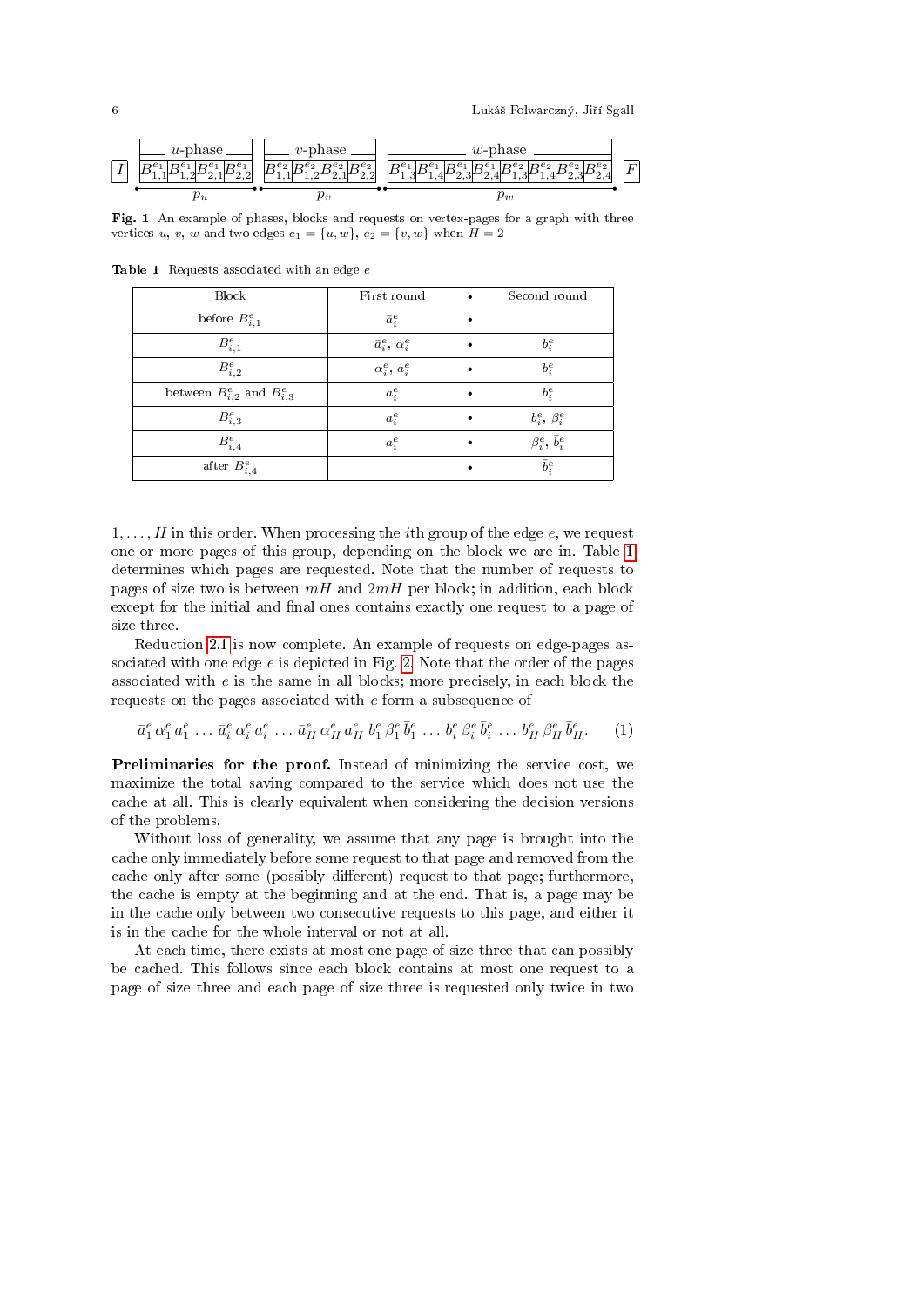|  | $u$-phase | | | | $v$-phase | | | | $w$-phase | | | | | | | |  |
|---|---|---|---|---|---|---|---|---|---|---|---|---|---|---|---|---|---|
| $I$ | $B^{e_1}_{1,1}$ | $B^{e_1}_{1,2}$ | $B^{e_1}_{2,1}$ | $B^{e_1}_{2,2}$ | $B^{e_2}_{1,1}$ | $B^{e_2}_{1,2}$ | $B^{e_2}_{2,1}$ | $B^{e_2}_{2,2}$ | $B^{e_1}_{1,3}$ | $B^{e_1}_{1,4}$ | $B^{e_1}_{2,3}$ | $B^{e_1}_{2,4}$ | $B^{e_2}_{1,3}$ | $B^{e_2}_{1,4}$ | $B^{e_2}_{2,3}$ | $B^{e_2}_{2,4}$ | $F$ |
|  | $p_u$ | | | | $p_v$ | | | | $p_w$ | | | | | | | |  |

**Fig. 1** An example of phases, blocks and requests on vertex-pages for a graph with three vertices $u$, $v$, $w$ and two edges $e_1 = \{u, w\}$, $e_2 = \{v, w\}$ when $H = 2$

**Table 1** Requests associated with an edge $e$

| Block | First round | • | Second round |
|---|---|---|---|
| before $B^e_{i,1}$ | $\bar{a}^e_i$ | • | |
| $B^e_{i,1}$ | $\bar{a}^e_i$, $\alpha^e_i$ | • | $b^e_i$ |
| $B^e_{i,2}$ | $\alpha^e_i$, $a^e_i$ | • | $b^e_i$ |
| between $B^e_{i,2}$ and $B^e_{i,3}$ | $a^e_i$ | • | $b^e_i$ |
| $B^e_{i,3}$ | $a^e_i$ | • | $b^e_i$, $\beta^e_i$ |
| $B^e_{i,4}$ | $a^e_i$ | • | $\beta^e_i$, $\bar{b}^e_i$ |
| after $B^e_{i,4}$ | | • | $\bar{b}^e_i$ |

$1, \ldots, H$ in this order. When processing the $i$th group of the edge $e$, we request one or more pages of this group, depending on the block we are in. Table 1 determines which pages are requested. Note that the number of requests to pages of size two is between $mH$ and $2mH$ per block; in addition, each block except for the initial and final ones contains exactly one request to a page of size three.

Reduction 2.1 is now complete. An example of requests on edge-pages associated with one edge $e$ is depicted in Fig. 2. Note that the order of the pages associated with $e$ is the same in all blocks; more precisely, in each block the requests on the pages associated with $e$ form a subsequence of

$$\bar{a}^e_1\, \alpha^e_1\, a^e_1\, \ldots\, \bar{a}^e_i\, \alpha^e_i\, a^e_i\, \ldots\, \bar{a}^e_H\, \alpha^e_H\, a^e_H\, b^e_1\, \beta^e_1\, \bar{b}^e_1\, \ldots\, b^e_i\, \beta^e_i\, \bar{b}^e_i\, \ldots\, b^e_H\, \beta^e_H\, \bar{b}^e_H. \quad (1)$$

**Preliminaries for the proof.** Instead of minimizing the service cost, we maximize the total saving compared to the service which does not use the cache at all. This is clearly equivalent when considering the decision versions of the problems.

Without loss of generality, we assume that any page is brought into the cache only immediately before some request to that page and removed from the cache only after some (possibly different) request to that page; furthermore, the cache is empty at the beginning and at the end. That is, a page may be in the cache only between two consecutive requests to this page, and either it is in the cache for the whole interval or not at all.

At each time, there exists at most one page of size three that can possibly be cached. This follows since each block contains at most one request to a page of size three and each page of size three is requested only twice in two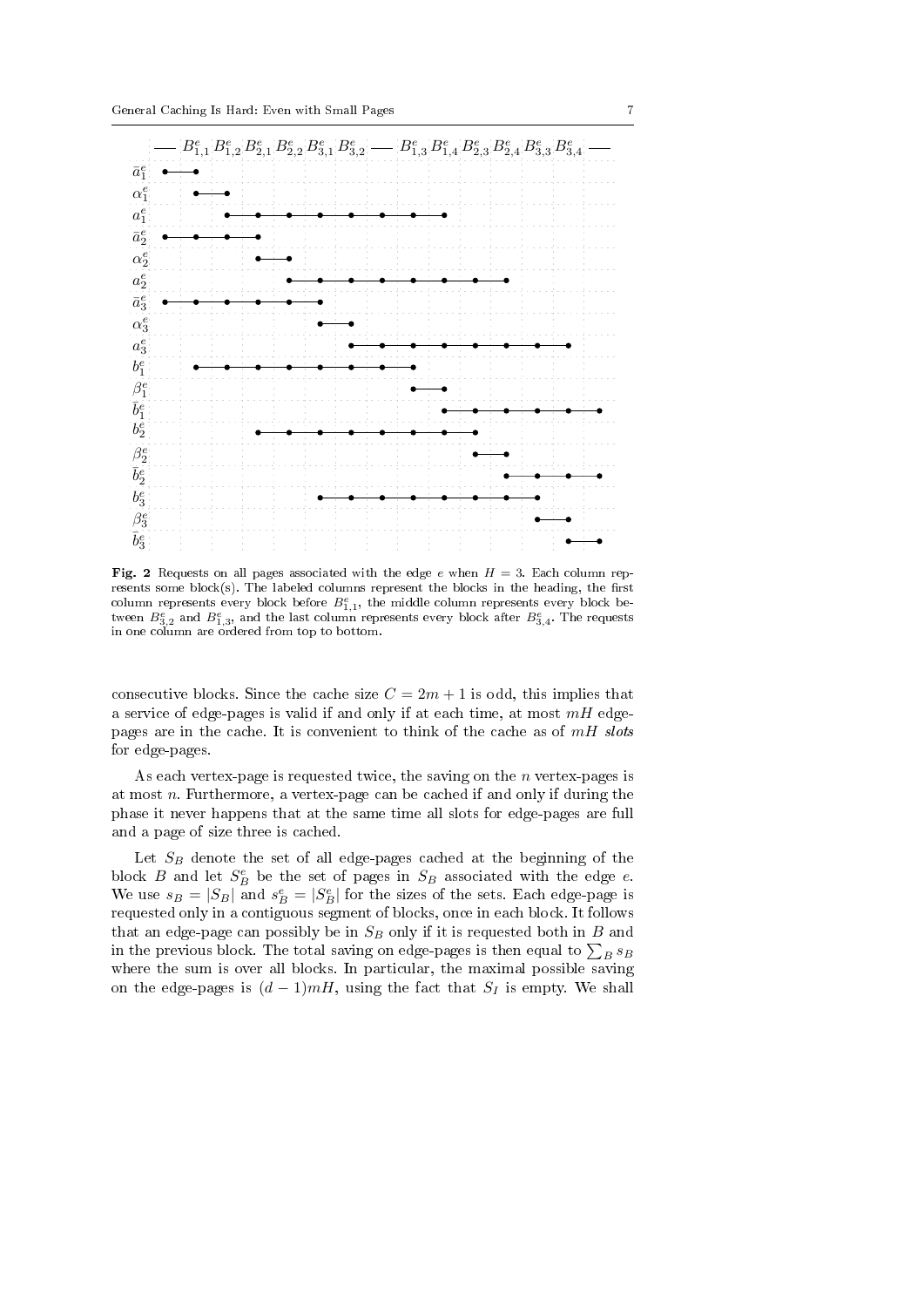**Fig. 2** Requests on all pages associated with the edge $e$ when $H = 3$. Each column represents some block(s). The labeled columns represent the blocks in the heading, the first column represents every block before $B^e_{1,1}$, the middle column represents every block between $B^e_{3,2}$ and $B^e_{1,3}$, and the last column represents every block after $B^e_{3,4}$. The requests in one column are ordered from top to bottom.

consecutive blocks. Since the cache size $C = 2m + 1$ is odd, this implies that a service of edge-pages is valid if and only if at each time, at most $mH$ edge-pages are in the cache. It is convenient to think of the cache as of $mH$ *slots* for edge-pages.

As each vertex-page is requested twice, the saving on the $n$ vertex-pages is at most $n$. Furthermore, a vertex-page can be cached if and only if during the phase it never happens that at the same time all slots for edge-pages are full and a page of size three is cached.

Let $S_B$ denote the set of all edge-pages cached at the beginning of the block $B$ and let $S^e_B$ be the set of pages in $S_B$ associated with the edge $e$. We use $s_B = |S_B|$ and $s^e_B = |S^e_B|$ for the sizes of the sets. Each edge-page is requested only in a contiguous segment of blocks, once in each block. It follows that an edge-page can possibly be in $S_B$ only if it is requested both in $B$ and in the previous block. The total saving on edge-pages is then equal to $\sum_B s_B$ where the sum is over all blocks. In particular, the maximal possible saving on the edge-pages is $(d - 1)mH$, using the fact that $S_I$ is empty. We shall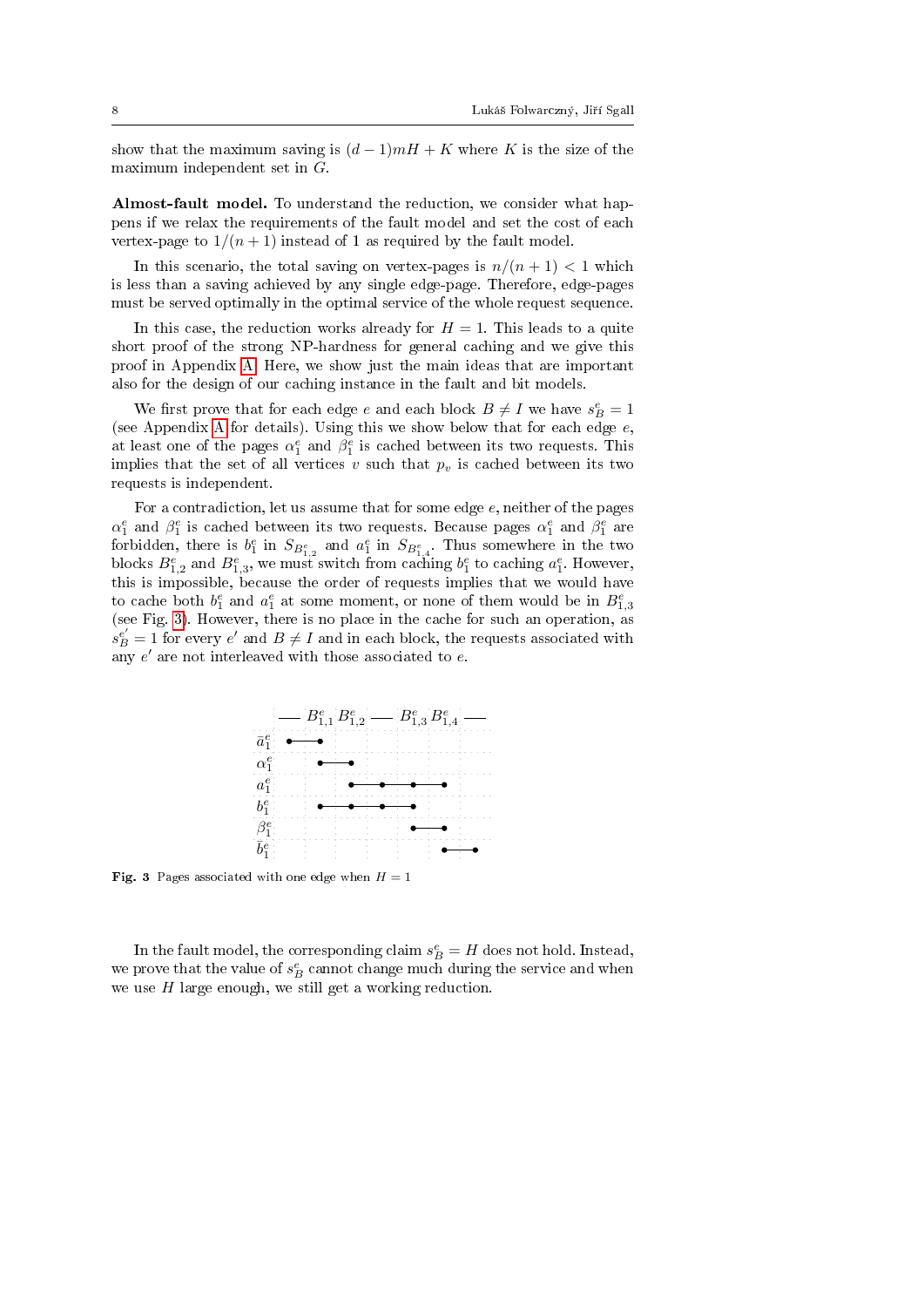show that the maximum saving is $(d-1)mH + K$ where $K$ is the size of the maximum independent set in $G$.

**Almost-fault model.** To understand the reduction, we consider what happens if we relax the requirements of the fault model and set the cost of each vertex-page to $1/(n+1)$ instead of 1 as required by the fault model.

In this scenario, the total saving on vertex-pages is $n/(n+1) < 1$ which is less than a saving achieved by any single edge-page. Therefore, edge-pages must be served optimally in the optimal service of the whole request sequence.

In this case, the reduction works already for $H = 1$. This leads to a quite short proof of the strong NP-hardness for general caching and we give this proof in Appendix A. Here, we show just the main ideas that are important also for the design of our caching instance in the fault and bit models.

We first prove that for each edge $e$ and each block $B \neq I$ we have $s_B^e = 1$ (see Appendix A for details). Using this we show below that for each edge $e$, at least one of the pages $\alpha_1^e$ and $\beta_1^e$ is cached between its two requests. This implies that the set of all vertices $v$ such that $p_v$ is cached between its two requests is independent.

For a contradiction, let us assume that for some edge $e$, neither of the pages $\alpha_1^e$ and $\beta_1^e$ is cached between its two requests. Because pages $\alpha_1^e$ and $\beta_1^e$ are forbidden, there is $b_1^e$ in $S_{B_{1,2}^e}$ and $a_1^e$ in $S_{B_{1,4}^e}$. Thus somewhere in the two blocks $B_{1,2}^e$ and $B_{1,3}^e$, we must switch from caching $b_1^e$ to caching $a_1^e$. However, this is impossible, because the order of requests implies that we would have to cache both $b_1^e$ and $a_1^e$ at some moment, or none of them would be in $B_{1,3}^e$ (see Fig. 3). However, there is no place in the cache for such an operation, as $s_B^{e'} = 1$ for every $e'$ and $B \neq I$ and in each block, the requests associated with any $e'$ are not interleaved with those associated to $e$.

**Fig. 3** Pages associated with one edge when $H = 1$

In the fault model, the corresponding claim $s_B^e = H$ does not hold. Instead, we prove that the value of $s_B^e$ cannot change much during the service and when we use $H$ large enough, we still get a working reduction.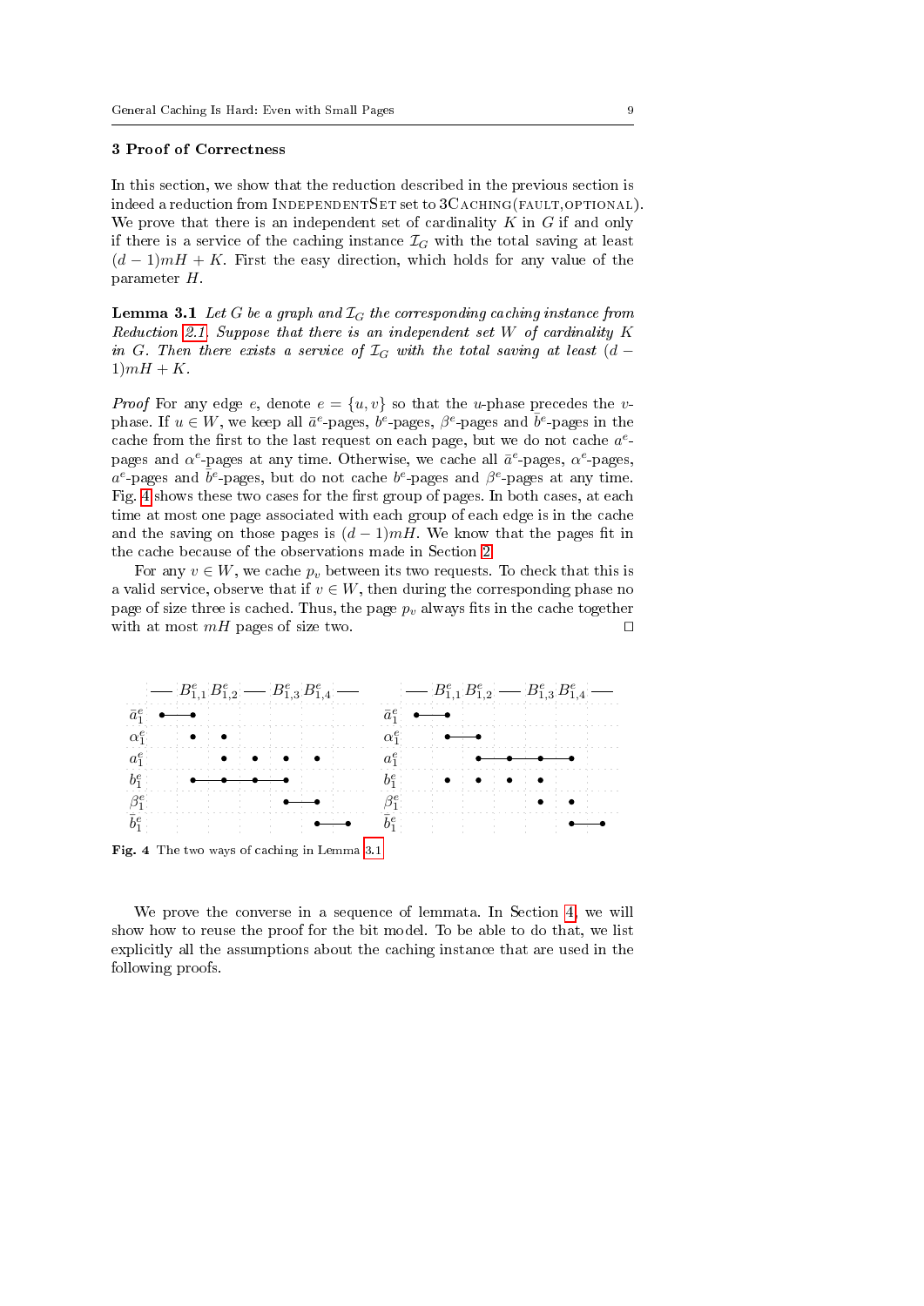## 3 Proof of Correctness

In this section, we show that the reduction described in the previous section is indeed a reduction from IndependentSet set to 3Caching(fault,optional). We prove that there is an independent set of cardinality $K$ in $G$ if and only if there is a service of the caching instance $\mathcal{I}_G$ with the total saving at least $(d-1)mH + K$. First the easy direction, which holds for any value of the parameter $H$.

**Lemma 3.1** *Let $G$ be a graph and $\mathcal{I}_G$ the corresponding caching instance from Reduction 2.1. Suppose that there is an independent set $W$ of cardinality $K$ in $G$. Then there exists a service of $\mathcal{I}_G$ with the total saving at least $(d-1)mH + K$.*

*Proof* For any edge $e$, denote $e = \{u, v\}$ so that the $u$-phase precedes the $v$-phase. If $u \in W$, we keep all $\bar{a}^e$-pages, $b^e$-pages, $\beta^e$-pages and $\bar{b}^e$-pages in the cache from the first to the last request on each page, but we do not cache $a^e$-pages and $\alpha^e$-pages at any time. Otherwise, we cache all $\bar{a}^e$-pages, $\alpha^e$-pages, $a^e$-pages and $\bar{b}^e$-pages, but do not cache $b^e$-pages and $\beta^e$-pages at any time. Fig. 4 shows these two cases for the first group of pages. In both cases, at each time at most one page associated with each group of each edge is in the cache and the saving on those pages is $(d-1)mH$. We know that the pages fit in the cache because of the observations made in Section 2.

For any $v \in W$, we cache $p_v$ between its two requests. To check that this is a valid service, observe that if $v \in W$, then during the corresponding phase no page of size three is cached. Thus, the page $p_v$ always fits in the cache together with at most $mH$ pages of size two. $\square$

Fig. 4 The two ways of caching in Lemma 3.1

We prove the converse in a sequence of lemmata. In Section 4, we will show how to reuse the proof for the bit model. To be able to do that, we list explicitly all the assumptions about the caching instance that are used in the following proofs.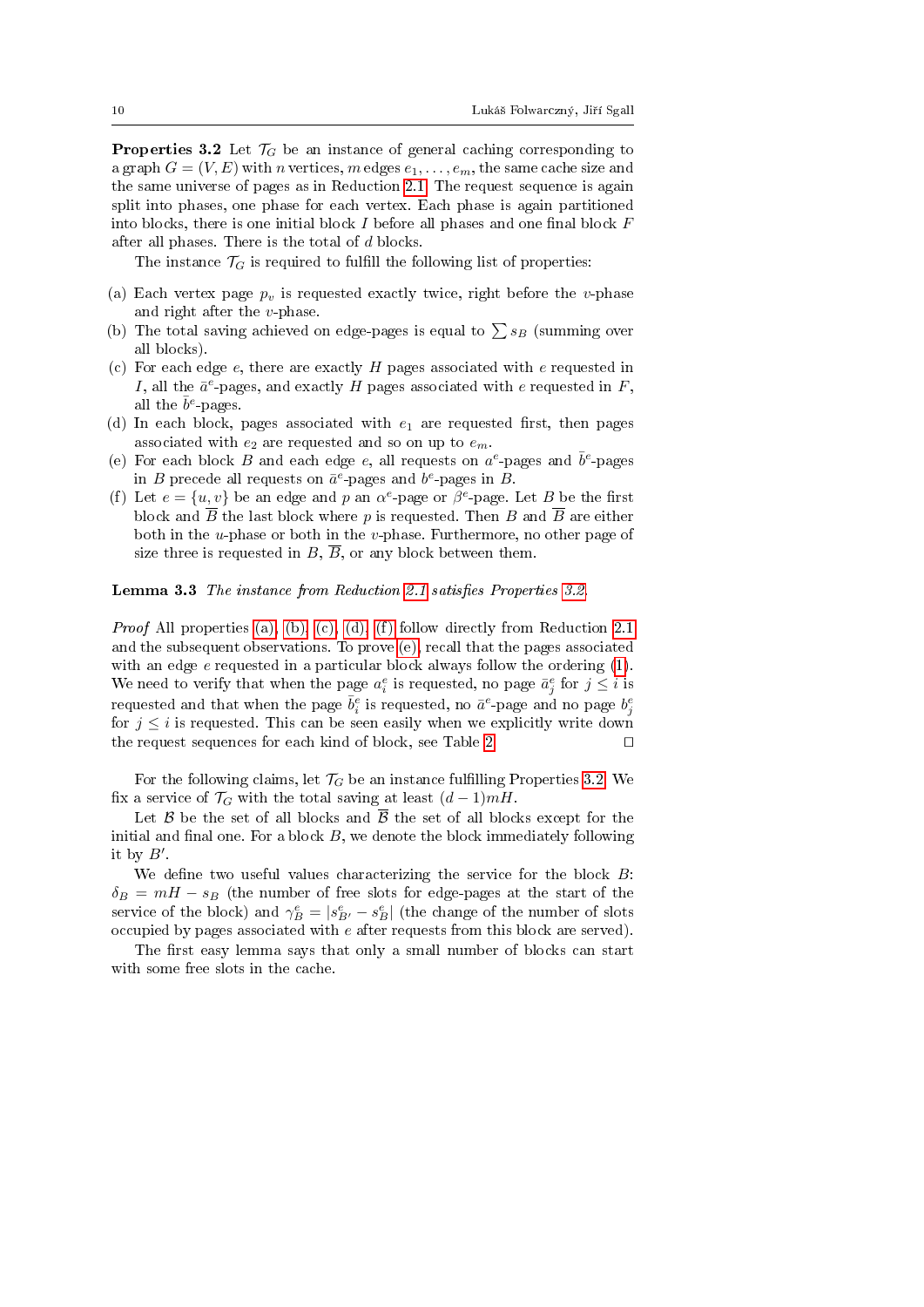**Properties 3.2** Let $\mathcal{T}_G$ be an instance of general caching corresponding to a graph $G = (V, E)$ with $n$ vertices, $m$ edges $e_1, \ldots, e_m$, the same cache size and the same universe of pages as in Reduction 2.1. The request sequence is again split into phases, one phase for each vertex. Each phase is again partitioned into blocks, there is one initial block $I$ before all phases and one final block $F$ after all phases. There is the total of $d$ blocks.

The instance $\mathcal{T}_G$ is required to fulfill the following list of properties:

(a) Each vertex page $p_v$ is requested exactly twice, right before the $v$-phase and right after the $v$-phase.
(b) The total saving achieved on edge-pages is equal to $\sum s_B$ (summing over all blocks).
(c) For each edge $e$, there are exactly $H$ pages associated with $e$ requested in $I$, all the $\bar{a}^e$-pages, and exactly $H$ pages associated with $e$ requested in $F$, all the $\bar{b}^e$-pages.
(d) In each block, pages associated with $e_1$ are requested first, then pages associated with $e_2$ are requested and so on up to $e_m$.
(e) For each block $B$ and each edge $e$, all requests on $a^e$-pages and $\bar{b}^e$-pages in $B$ precede all requests on $\bar{a}^e$-pages and $b^e$-pages in $B$.
(f) Let $e = \{u, v\}$ be an edge and $p$ an $\alpha^e$-page or $\beta^e$-page. Let $B$ be the first block and $\overline{B}$ the last block where $p$ is requested. Then $B$ and $\overline{B}$ are either both in the $u$-phase or both in the $v$-phase. Furthermore, no other page of size three is requested in $B$, $\overline{B}$, or any block between them.

**Lemma 3.3** *The instance from Reduction 2.1 satisfies Properties 3.2.*

*Proof* All properties (a), (b), (c), (d), (f) follow directly from Reduction 2.1 and the subsequent observations. To prove (e), recall that the pages associated with an edge $e$ requested in a particular block always follow the ordering (1). We need to verify that when the page $a^e_i$ is requested, no page $\bar{a}^e_j$ for $j \le i$ is requested and that when the page $\bar{b}^e_i$ is requested, no $\bar{a}^e$-page and no page $b^e_j$ for $j \le i$ is requested. This can be seen easily when we explicitly write down the request sequences for each kind of block, see Table 2. $\square$

For the following claims, let $\mathcal{T}_G$ be an instance fulfilling Properties 3.2. We fix a service of $\mathcal{T}_G$ with the total saving at least $(d-1)mH$.

Let $\mathcal{B}$ be the set of all blocks and $\overline{\mathcal{B}}$ the set of all blocks except for the initial and final one. For a block $B$, we denote the block immediately following it by $B'$.

We define two useful values characterizing the service for the block $B$: $\delta_B = mH - s_B$ (the number of free slots for edge-pages at the start of the service of the block) and $\gamma^e_B = |s^e_{B'} - s^e_B|$ (the change of the number of slots occupied by pages associated with $e$ after requests from this block are served).

The first easy lemma says that only a small number of blocks can start with some free slots in the cache.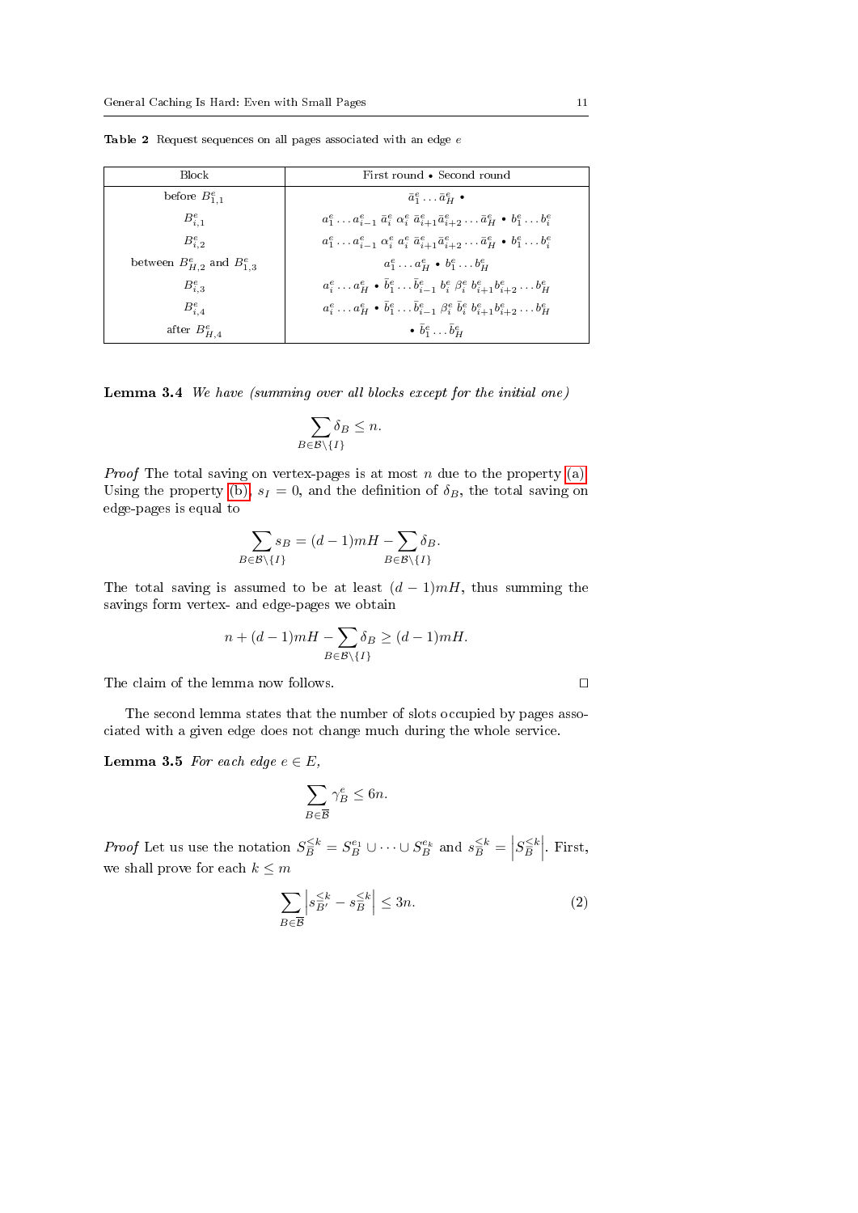**Table 2** Request sequences on all pages associated with an edge $e$

| Block | First round $\bullet$ Second round |
|---|---|
| before $B^e_{1,1}$ | $\bar{a}^e_1 \dots \bar{a}^e_H \bullet$ |
| $B^e_{i,1}$ | $a^e_1 \dots a^e_{i-1}\ \bar{a}^e_i\ \alpha^e_i\ \bar{a}^e_{i+1}\bar{a}^e_{i+2} \dots \bar{a}^e_H \bullet b^e_1 \dots b^e_i$ |
| $B^e_{i,2}$ | $a^e_1 \dots a^e_{i-1}\ \alpha^e_i\ a^e_i\ \bar{a}^e_{i+1}\bar{a}^e_{i+2} \dots \bar{a}^e_H \bullet b^e_1 \dots b^e_i$ |
| between $B^e_{H,2}$ and $B^e_{1,3}$ | $a^e_1 \dots a^e_H \bullet b^e_1 \dots b^e_H$ |
| $B^e_{i,3}$ | $a^e_i \dots a^e_H \bullet \bar{b}^e_1 \dots \bar{b}^e_{i-1}\ b^e_i\ \beta^e_i\ b^e_{i+1}b^e_{i+2} \dots b^e_H$ |
| $B^e_{i,4}$ | $a^e_i \dots a^e_H \bullet \bar{b}^e_1 \dots \bar{b}^e_{i-1}\ \beta^e_i\ \bar{b}^e_i\ b^e_{i+1}b^e_{i+2} \dots b^e_H$ |
| after $B^e_{H,4}$ | $\bullet\ \bar{b}^e_1 \dots \bar{b}^e_H$ |

**Lemma 3.4** *We have (summing over all blocks except for the initial one)*

$$\sum_{B \in \mathcal{B} \setminus \{I\}} \delta_B \le n.$$

*Proof* The total saving on vertex-pages is at most $n$ due to the property (a). Using the property (b), $s_I = 0$, and the definition of $\delta_B$, the total saving on edge-pages is equal to

$$\sum_{B \in \mathcal{B} \setminus \{I\}} s_B = (d-1)mH - \sum_{B \in \mathcal{B} \setminus \{I\}} \delta_B.$$

The total saving is assumed to be at least $(d-1)mH$, thus summing the savings form vertex- and edge-pages we obtain

$$n + (d-1)mH - \sum_{B \in \mathcal{B} \setminus \{I\}} \delta_B \ge (d-1)mH.$$

The claim of the lemma now follows. □

The second lemma states that the number of slots occupied by pages associated with a given edge does not change much during the whole service.

**Lemma 3.5** *For each edge $e \in E$,*

$$\sum_{B \in \overline{\mathcal{B}}} \gamma^e_B \le 6n.$$

*Proof* Let us use the notation $S^{\le k}_{\overline{B}} = S^{e_1}_{\overline{B}} \cup \dots \cup S^{e_k}_{\overline{B}}$ and $s^{\le k}_{\overline{B}} = \left| S^{\le k}_{\overline{B}} \right|$. First, we shall prove for each $k \le m$

$$\sum_{B \in \overline{\mathcal{B}}} \left| s^{\le k}_{\overline{B'}} - s^{\le k}_{\overline{B}} \right| \le 3n. \tag{2}$$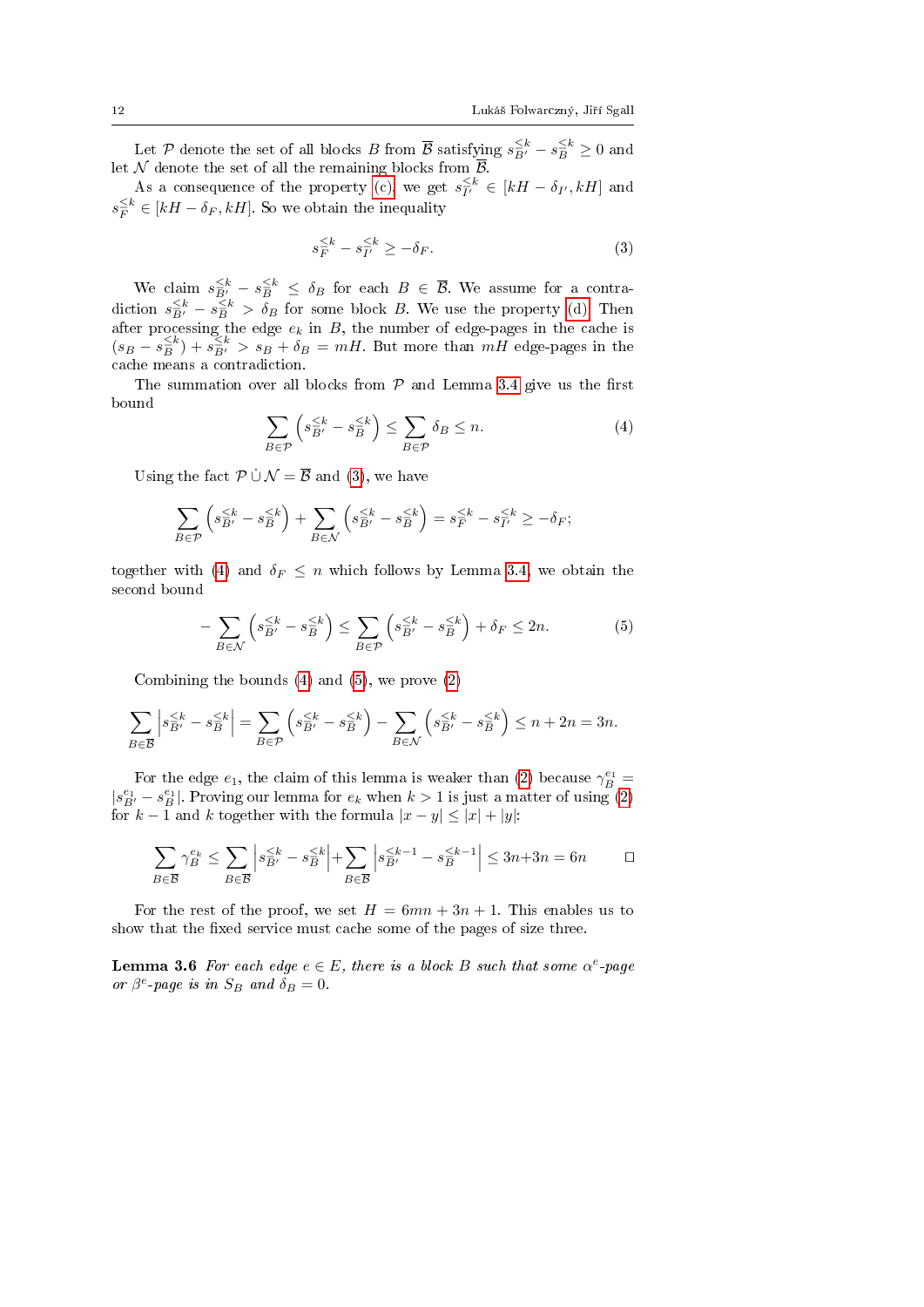Let $\mathcal{P}$ denote the set of all blocks $B$ from $\overline{\mathcal{B}}$ satisfying $s^{<k}_{B'} - s^{<k}_{B} \geq 0$ and let $\mathcal{N}$ denote the set of all the remaining blocks from $\overline{\mathcal{B}}$.

As a consequence of the property (c), we get $s^{<k}_{I'} \in [kH - \delta_{I'}, kH]$ and $s^{<k}_{F} \in [kH - \delta_F, kH]$. So we obtain the inequality

$$s^{<k}_{F} - s^{<k}_{I'} \geq -\delta_F. \tag{3}$$

We claim $s^{<k}_{B'} - s^{<k}_{B} \leq \delta_B$ for each $B \in \overline{\mathcal{B}}$. We assume for a contradiction $s^{<k}_{B'} - s^{<k}_{B} > \delta_B$ for some block $B$. We use the property (d). Then after processing the edge $e_k$ in $B$, the number of edge-pages in the cache is $(s_B - s^{<k}_{B}) + s^{<k}_{B'} > s_B + \delta_B = mH$. But more than $mH$ edge-pages in the cache means a contradiction.

The summation over all blocks from $\mathcal{P}$ and Lemma 3.4 give us the first bound

$$\sum_{B \in \mathcal{P}} \left( s^{<k}_{B'} - s^{<k}_{B} \right) \leq \sum_{B \in \mathcal{P}} \delta_B \leq n. \tag{4}$$

Using the fact $\mathcal{P} \,\dot\cup\, \mathcal{N} = \overline{\mathcal{B}}$ and (3), we have

$$\sum_{B \in \mathcal{P}} \left( s^{<k}_{B'} - s^{<k}_{B} \right) + \sum_{B \in \mathcal{N}} \left( s^{<k}_{B'} - s^{<k}_{B} \right) = s^{<k}_{F} - s^{<k}_{I'} \geq -\delta_F;$$

together with (4) and $\delta_F \leq n$ which follows by Lemma 3.4, we obtain the second bound

$$-\sum_{B \in \mathcal{N}} \left( s^{<k}_{B'} - s^{<k}_{B} \right) \leq \sum_{B \in \mathcal{P}} \left( s^{<k}_{B'} - s^{<k}_{B} \right) + \delta_F \leq 2n. \tag{5}$$

Combining the bounds (4) and (5), we prove (2)

$$\sum_{B \in \overline{\mathcal{B}}} \left| s^{<k}_{B'} - s^{<k}_{B} \right| = \sum_{B \in \mathcal{P}} \left( s^{<k}_{B'} - s^{<k}_{B} \right) - \sum_{B \in \mathcal{N}} \left( s^{<k}_{B'} - s^{<k}_{B} \right) \leq n + 2n = 3n.$$

For the edge $e_1$, the claim of this lemma is weaker than (2) because $\gamma^{e_1}_B = |s^{e_1}_{B'} - s^{e_1}_{B}|$. Proving our lemma for $e_k$ when $k > 1$ is just a matter of using (2) for $k-1$ and $k$ together with the formula $|x - y| \leq |x| + |y|$:

$$\sum_{B \in \overline{\mathcal{B}}} \gamma^{e_k}_B \leq \sum_{B \in \overline{\mathcal{B}}} \left| s^{<k}_{B'} - s^{<k}_{B} \right| + \sum_{B \in \overline{\mathcal{B}}} \left| s^{<k-1}_{B'} - s^{<k-1}_{B} \right| \leq 3n + 3n = 6n \qquad \square$$

For the rest of the proof, we set $H = 6mn + 3n + 1$. This enables us to show that the fixed service must cache some of the pages of size three.

**Lemma 3.6** *For each edge $e \in E$, there is a block $B$ such that some $\alpha^e$-page or $\beta^e$-page is in $S_B$ and $\delta_B = 0$.*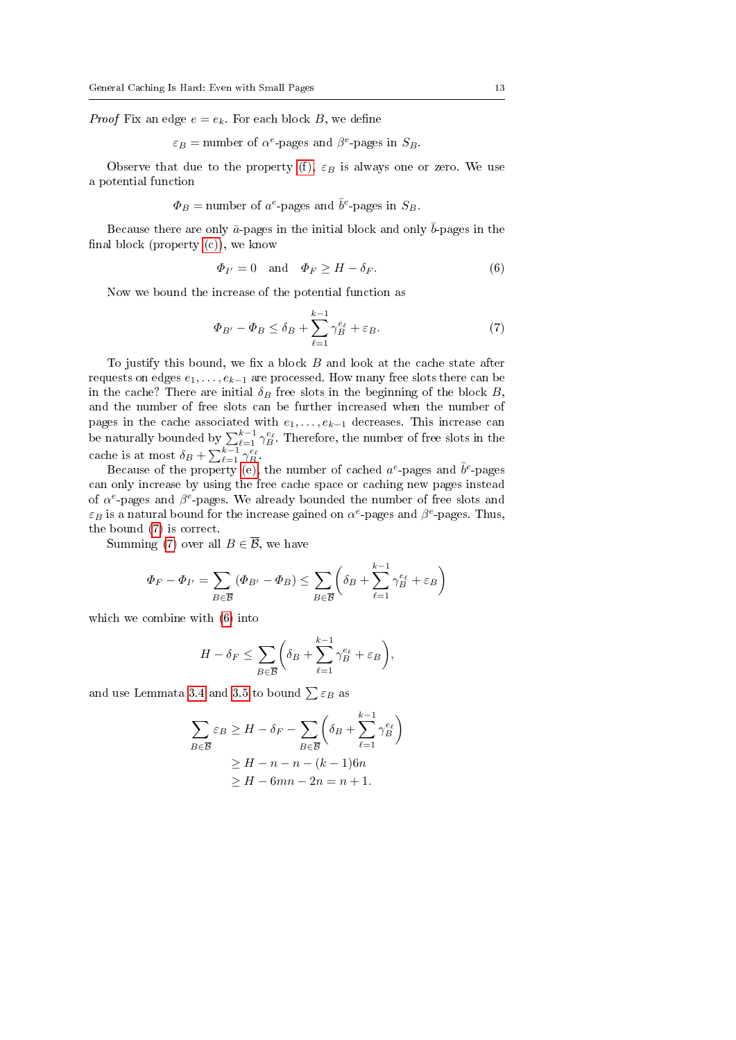*Proof* Fix an edge $e = e_k$. For each block $B$, we define

$$\varepsilon_B = \text{number of } \alpha^e\text{-pages and } \beta^e\text{-pages in } S_B.$$

Observe that due to the property (f), $\varepsilon_B$ is always one or zero. We use a potential function

$$\Phi_B = \text{number of } a^e\text{-pages and } \bar{b}^e\text{-pages in } S_B.$$

Because there are only $\bar{a}$-pages in the initial block and only $\bar{b}$-pages in the final block (property (c)), we know

$$\Phi_{I'} = 0 \quad \text{and} \quad \Phi_F \geq H - \delta_F. \tag{6}$$

Now we bound the increase of the potential function as

$$\Phi_{B'} - \Phi_B \leq \delta_B + \sum_{\ell=1}^{k-1} \gamma_B^{e_\ell} + \varepsilon_B. \tag{7}$$

To justify this bound, we fix a block $B$ and look at the cache state after requests on edges $e_1, \ldots, e_{k-1}$ are processed. How many free slots there can be in the cache? There are initial $\delta_B$ free slots in the beginning of the block $B$, and the number of free slots can be further increased when the number of pages in the cache associated with $e_1, \ldots, e_{k-1}$ decreases. This increase can be naturally bounded by $\sum_{\ell=1}^{k-1} \gamma_B^{e_\ell}$. Therefore, the number of free slots in the cache is at most $\delta_B + \sum_{\ell=1}^{k-1} \gamma_B^{e_\ell}$.

Because of the property (e), the number of cached $a^e$-pages and $\bar{b}^e$-pages can only increase by using the free cache space or caching new pages instead of $\alpha^e$-pages and $\beta^e$-pages. We already bounded the number of free slots and $\varepsilon_B$ is a natural bound for the increase gained on $\alpha^e$-pages and $\beta^e$-pages. Thus, the bound (7) is correct.

Summing (7) over all $B \in \overline{\mathcal{B}}$, we have

$$\Phi_F - \Phi_{I'} = \sum_{B \in \overline{\mathcal{B}}} (\Phi_{B'} - \Phi_B) \leq \sum_{B \in \overline{\mathcal{B}}} \left( \delta_B + \sum_{\ell=1}^{k-1} \gamma_B^{e_\ell} + \varepsilon_B \right)$$

which we combine with (6) into

$$H - \delta_F \leq \sum_{B \in \overline{\mathcal{B}}} \left( \delta_B + \sum_{\ell=1}^{k-1} \gamma_B^{e_\ell} + \varepsilon_B \right),$$

and use Lemmata 3.4 and 3.5 to bound $\sum \varepsilon_B$ as

$$\begin{aligned}
\sum_{B \in \overline{\mathcal{B}}} \varepsilon_B &\geq H - \delta_F - \sum_{B \in \overline{\mathcal{B}}} \left( \delta_B + \sum_{\ell=1}^{k-1} \gamma_B^{e_\ell} \right) \\
&\geq H - n - n - (k-1)6n \\
&\geq H - 6mn - 2n = n + 1.
\end{aligned}$$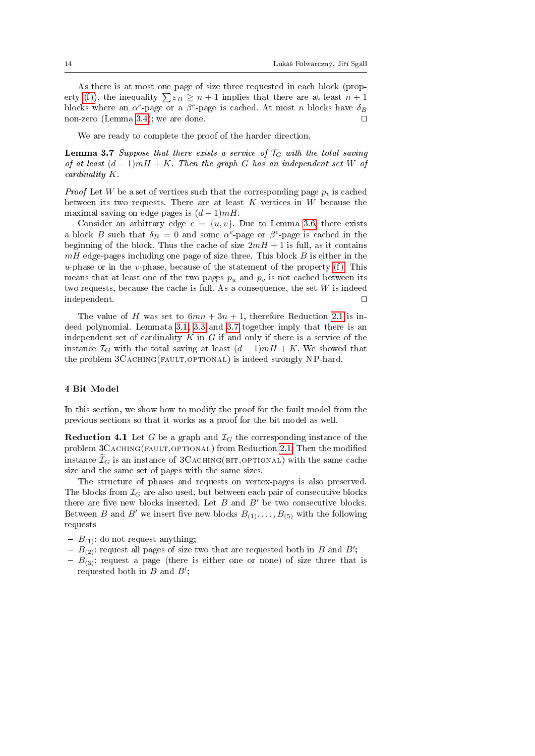As there is at most one page of size three requested in each block (property (f)), the inequality $\sum \varepsilon_B \geq n+1$ implies that there are at least $n+1$ blocks where an $\alpha^e$-page or a $\beta^e$-page is cached. At most $n$ blocks have $\delta_B$ non-zero (Lemma 3.4); we are done. □

We are ready to complete the proof of the harder direction.

**Lemma 3.7** *Suppose that there exists a service of $\mathcal{T}_G$ with the total saving of at least $(d-1)mH + K$. Then the graph $G$ has an independent set $W$ of cardinality $K$.*

*Proof* Let $W$ be a set of vertices such that the corresponding page $p_v$ is cached between its two requests. There are at least $K$ vertices in $W$ because the maximal saving on edge-pages is $(d-1)mH$.

Consider an arbitrary edge $e = \{u, v\}$. Due to Lemma 3.6, there exists a block $B$ such that $\delta_B = 0$ and some $\alpha^e$-page or $\beta^e$-page is cached in the beginning of the block. Thus the cache of size $2mH+1$ is full, as it contains $mH$ edge-pages including one page of size three. This block $B$ is either in the $u$-phase or in the $v$-phase, because of the statement of the property (f). This means that at least one of the two pages $p_u$ and $p_v$ is not cached between its two requests, because the cache is full. As a consequence, the set $W$ is indeed independent. □

The value of $H$ was set to $6mn + 3n + 1$, therefore Reduction 2.1 is indeed polynomial. Lemmata 3.1, 3.3 and 3.7 together imply that there is an independent set of cardinality $K$ in $G$ if and only if there is a service of the instance $\mathcal{I}_G$ with the total saving at least $(d-1)mH + K$. We showed that the problem 3Caching(fault,optional) is indeed strongly NP-hard.

## 4 Bit Model

In this section, we show how to modify the proof for the fault model from the previous sections so that it works as a proof for the bit model as well.

**Reduction 4.1** Let $G$ be a graph and $\mathcal{I}_G$ the corresponding instance of the problem 3Caching(fault,optional) from Reduction 2.1. Then the modified instance $\widetilde{\mathcal{I}}_G$ is an instance of 3Caching(bit,optional) with the same cache size and the same set of pages with the same sizes.

The structure of phases and requests on vertex-pages is also preserved. The blocks from $\mathcal{I}_G$ are also used, but between each pair of consecutive blocks there are five new blocks inserted. Let $B$ and $B'$ be two consecutive blocks. Between $B$ and $B'$ we insert five new blocks $B_{(1)}, \ldots, B_{(5)}$ with the following requests

- $B_{(1)}$: do not request anything;
- $B_{(2)}$: request all pages of size two that are requested both in $B$ and $B'$;
- $B_{(3)}$: request a page (there is either one or none) of size three that is requested both in $B$ and $B'$;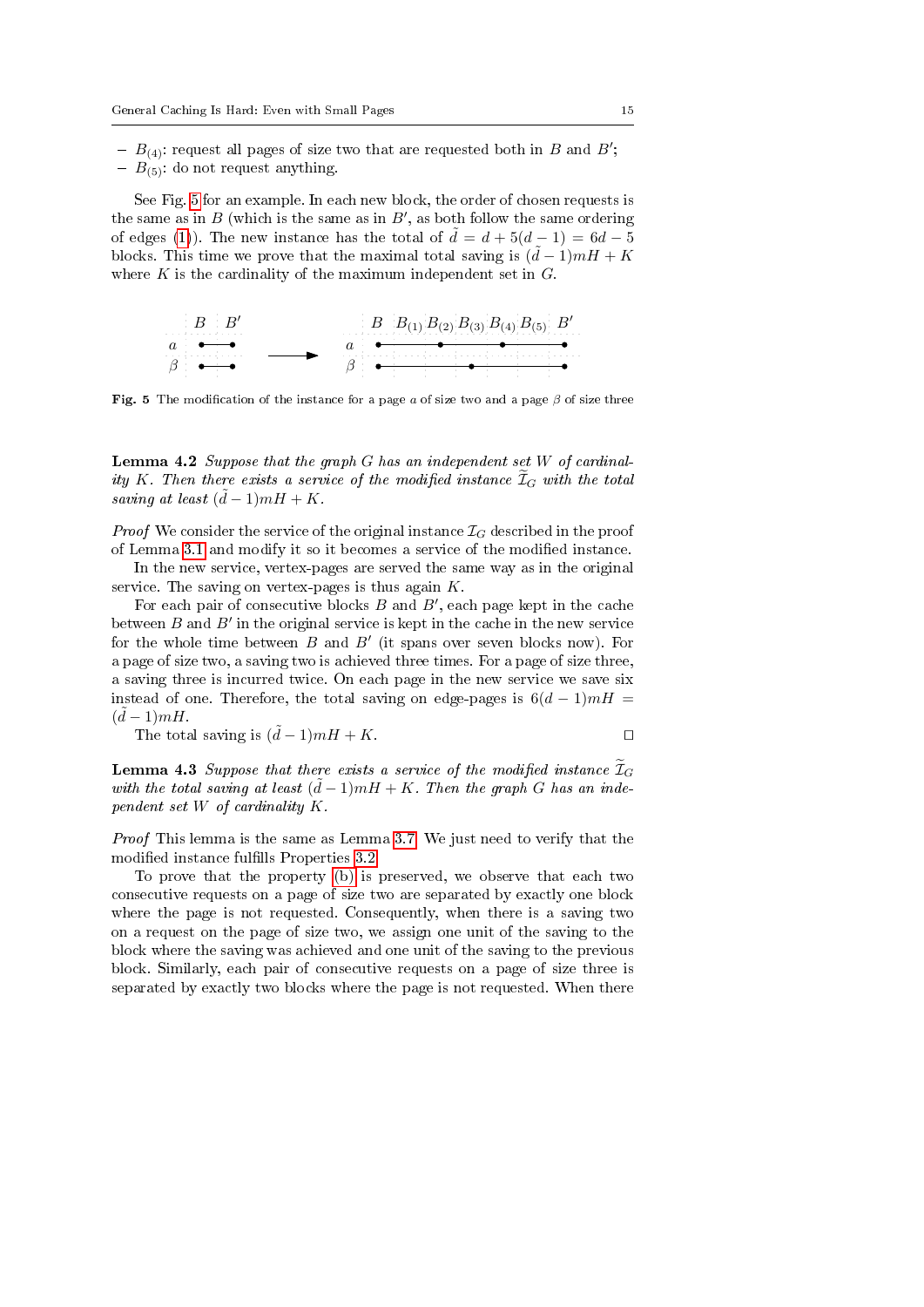- $B_{(4)}$: request all pages of size two that are requested both in $B$ and $B'$;
- $B_{(5)}$: do not request anything.

See Fig. 5 for an example. In each new block, the order of chosen requests is the same as in $B$ (which is the same as in $B'$, as both follow the same ordering of edges (1)). The new instance has the total of $\tilde{d} = d + 5(d-1) = 6d - 5$ blocks. This time we prove that the maximal total saving is $(\tilde{d} - 1)mH + K$ where $K$ is the cardinality of the maximum independent set in $G$.

**Fig. 5** The modification of the instance for a page $a$ of size two and a page $\beta$ of size three

**Lemma 4.2** *Suppose that the graph $G$ has an independent set $W$ of cardinality $K$. Then there exists a service of the modified instance $\widetilde{\mathcal{I}}_G$ with the total saving at least $(\tilde{d} - 1)mH + K$.*

*Proof* We consider the service of the original instance $\mathcal{I}_G$ described in the proof of Lemma 3.1 and modify it so it becomes a service of the modified instance.

In the new service, vertex-pages are served the same way as in the original service. The saving on vertex-pages is thus again $K$.

For each pair of consecutive blocks $B$ and $B'$, each page kept in the cache between $B$ and $B'$ in the original service is kept in the cache in the new service for the whole time between $B$ and $B'$ (it spans over seven blocks now). For a page of size two, a saving two is achieved three times. For a page of size three, a saving three is incurred twice. On each page in the new service we save six instead of one. Therefore, the total saving on edge-pages is $6(d-1)mH = (\tilde{d} - 1)mH$.

The total saving is $(\tilde{d} - 1)mH + K$. □

**Lemma 4.3** *Suppose that there exists a service of the modified instance $\widetilde{\mathcal{I}}_G$ with the total saving at least $(\tilde{d} - 1)mH + K$. Then the graph $G$ has an independent set $W$ of cardinality $K$.*

*Proof* This lemma is the same as Lemma 3.7. We just need to verify that the modified instance fulfills Properties 3.2.

To prove that the property (b) is preserved, we observe that each two consecutive requests on a page of size two are separated by exactly one block where the page is not requested. Consequently, when there is a saving two on a request on the page of size two, we assign one unit of the saving to the block where the saving was achieved and one unit of the saving to the previous block. Similarly, each pair of consecutive requests on a page of size three is separated by exactly two blocks where the page is not requested. When there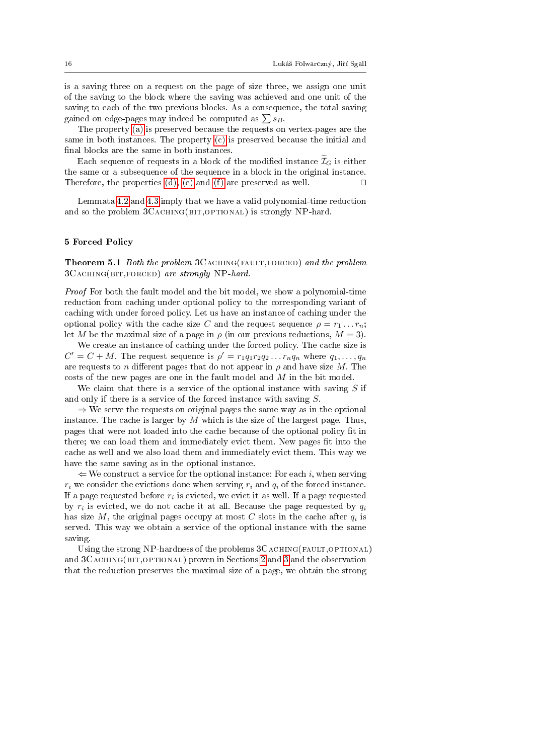is a saving three on a request on the page of size three, we assign one unit of the saving to the block where the saving was achieved and one unit of the saving to each of the two previous blocks. As a consequence, the total saving gained on edge-pages may indeed be computed as $\sum s_B$.

The property (a) is preserved because the requests on vertex-pages are the same in both instances. The property (c) is preserved because the initial and final blocks are the same in both instances.

Each sequence of requests in a block of the modified instance $\widetilde{\mathcal{I}}_G$ is either the same or a subsequence of the sequence in a block in the original instance. Therefore, the properties (d), (e) and (f) are preserved as well. □

Lemmata 4.2 and 4.3 imply that we have a valid polynomial-time reduction and so the problem 3Caching(bit,optional) is strongly NP-hard.

## 5 Forced Policy

**Theorem 5.1** *Both the problem* 3Caching(fault,forced) *and the problem* 3Caching(bit,forced) *are strongly* NP*-hard.*

*Proof* For both the fault model and the bit model, we show a polynomial-time reduction from caching under optional policy to the corresponding variant of caching with under forced policy. Let us have an instance of caching under the optional policy with the cache size $C$ and the request sequence $\rho = r_1 \dots r_n$; let $M$ be the maximal size of a page in $\rho$ (in our previous reductions, $M = 3$).

We create an instance of caching under the forced policy. The cache size is $C' = C + M$. The request sequence is $\rho' = r_1 q_1 r_2 q_2 \dots r_n q_n$ where $q_1, \dots, q_n$ are requests to $n$ different pages that do not appear in $\rho$ and have size $M$. The costs of the new pages are one in the fault model and $M$ in the bit model.

We claim that there is a service of the optional instance with saving $S$ if and only if there is a service of the forced instance with saving $S$.

⇒ We serve the requests on original pages the same way as in the optional instance. The cache is larger by $M$ which is the size of the largest page. Thus, pages that were not loaded into the cache because of the optional policy fit in there; we can load them and immediately evict them. New pages fit into the cache as well and we also load them and immediately evict them. This way we have the same saving as in the optional instance.

⇐ We construct a service for the optional instance: For each $i$, when serving $r_i$ we consider the evictions done when serving $r_i$ and $q_i$ of the forced instance. If a page requested before $r_i$ is evicted, we evict it as well. If a page requested by $r_i$ is evicted, we do not cache it at all. Because the page requested by $q_i$ has size $M$, the original pages occupy at most $C$ slots in the cache after $q_i$ is served. This way we obtain a service of the optional instance with the same saving.

Using the strong NP-hardness of the problems 3Caching(fault,optional) and 3Caching(bit,optional) proven in Sections 2 and 3 and the observation that the reduction preserves the maximal size of a page, we obtain the strong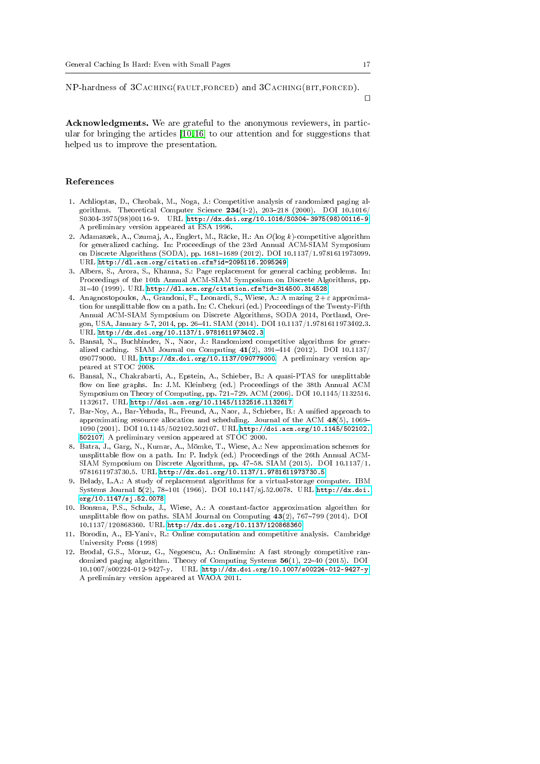NP-hardness of 3Caching(fault,forced) and 3Caching(bit,forced).

□

**Acknowledgments.** We are grateful to the anonymous reviewers, in particular for bringing the articles [10,16] to our attention and for suggestions that helped us to improve the presentation.

## References

1. Achlioptas, D., Chrobak, M., Noga, J.: Competitive analysis of randomized paging algorithms. Theoretical Computer Science **234**(1-2), 203–218 (2000). DOI 10.1016/S0304-3975(98)00116-9. URL http://dx.doi.org/10.1016/S0304-3975(98)00116-9. A preliminary version appeared at ESA 1996.
2. Adamaszek, A., Czumaj, A., Englert, M., Räcke, H.: An $O(\log k)$-competitive algorithm for generalized caching. In: Proceedings of the 23rd Annual ACM-SIAM Symposium on Discrete Algorithms (SODA), pp. 1681–1689 (2012). DOI 10.1137/1.9781611973099. URL http://dl.acm.org/citation.cfm?id=2095116.2095249
3. Albers, S., Arora, S., Khanna, S.: Page replacement for general caching problems. In: Proceedings of the 10th Annual ACM-SIAM Symposium on Discrete Algorithms, pp. 31–40 (1999). URL http://dl.acm.org/citation.cfm?id=314500.314528
4. Anagnostopoulos, A., Grandoni, F., Leonardi, S., Wiese, A.: A mazing $2+\varepsilon$ approximation for unsplittable flow on a path. In: C. Chekuri (ed.) Proceedings of the Twenty-Fifth Annual ACM-SIAM Symposium on Discrete Algorithms, SODA 2014, Portland, Oregon, USA, January 5-7, 2014, pp. 26–41. SIAM (2014). DOI 10.1137/1.9781611973402.3. URL http://dx.doi.org/10.1137/1.9781611973402.3
5. Bansal, N., Buchbinder, N., Naor, J.: Randomized competitive algorithms for generalized caching. SIAM Journal on Computing **41**(2), 391–414 (2012). DOI 10.1137/090779000. URL http://dx.doi.org/10.1137/090779000. A preliminary version appeared at STOC 2008.
6. Bansal, N., Chakrabarti, A., Epstein, A., Schieber, B.: A quasi-PTAS for unsplittable flow on line graphs. In: J.M. Kleinberg (ed.) Proceedings of the 38th Annual ACM Symposium on Theory of Computing, pp. 721–729. ACM (2006). DOI 10.1145/1132516.1132617. URL http://doi.acm.org/10.1145/1132516.1132617
7. Bar-Noy, A., Bar-Yehuda, R., Freund, A., Naor, J., Schieber, B.: A unified approach to approximating resource allocation and scheduling. Journal of the ACM **48**(5), 1069–1090 (2001). DOI 10.1145/502102.502107. URL http://doi.acm.org/10.1145/502102.502107. A preliminary version appeared at STOC 2000.
8. Batra, J., Garg, N., Kumar, A., Mömke, T., Wiese, A.: New approximation schemes for unsplittable flow on a path. In: P. Indyk (ed.) Proceedings of the 26th Annual ACM-SIAM Symposium on Discrete Algorithms, pp. 47–58. SIAM (2015). DOI 10.1137/1.9781611973730.5. URL http://dx.doi.org/10.1137/1.9781611973730.5
9. Belady, L.A.: A study of replacement algorithms for a virtual-storage computer. IBM Systems Journal **5**(2), 78–101 (1966). DOI 10.1147/sj.52.0078. URL http://dx.doi.org/10.1147/sj.52.0078
10. Bonsma, P.S., Schulz, J., Wiese, A.: A constant-factor approximation algorithm for unsplittable flow on paths. SIAM Journal on Computing **43**(2), 767–799 (2014). DOI 10.1137/120868360. URL http://dx.doi.org/10.1137/120868360
11. Borodin, A., El-Yaniv, R.: Online computation and competitive analysis. Cambridge University Press (1998)
12. Brodal, G.S., Moruz, G., Negoescu, A.: Onlinemin: A fast strongly competitive randomized paging algorithm. Theory of Computing Systems **56**(1), 22–40 (2015). DOI 10.1007/s00224-012-9427-y. URL http://dx.doi.org/10.1007/s00224-012-9427-y. A preliminary version appeared at WAOA 2011.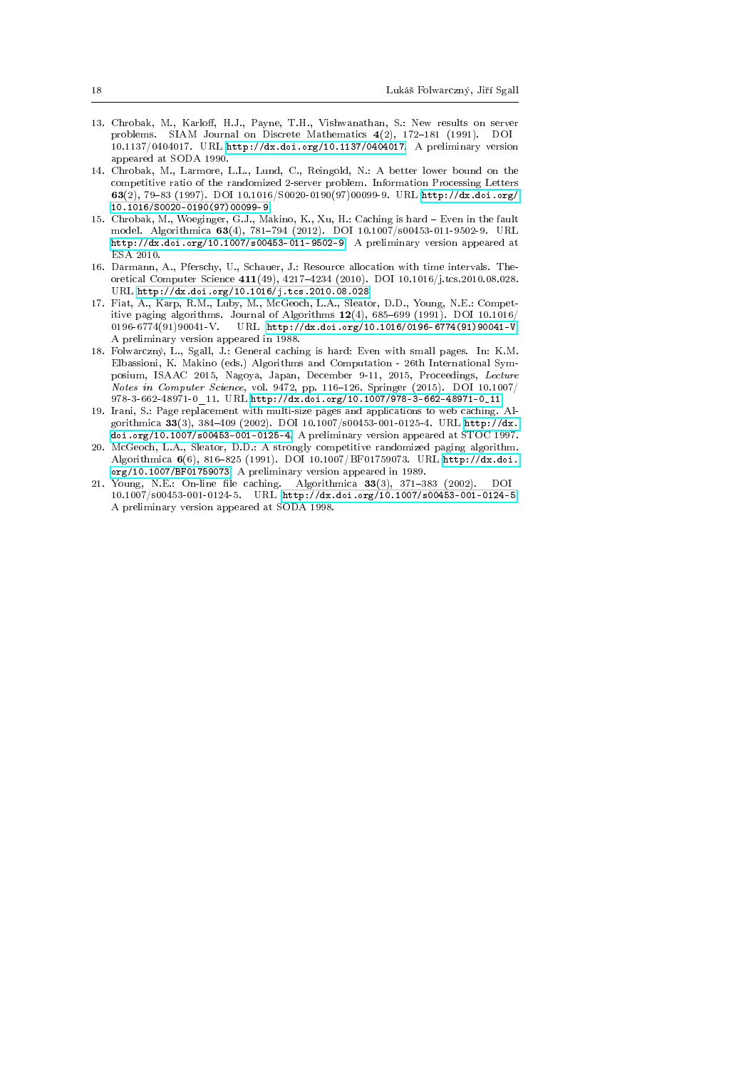13. Chrobak, M., Karloff, H.J., Payne, T.H., Vishwanathan, S.: New results on server problems. SIAM Journal on Discrete Mathematics **4**(2), 172–181 (1991). DOI 10.1137/0404017. URL http://dx.doi.org/10.1137/0404017. A preliminary version appeared at SODA 1990.
14. Chrobak, M., Larmore, L.L., Lund, C., Reingold, N.: A better lower bound on the competitive ratio of the randomized 2-server problem. Information Processing Letters **63**(2), 79–83 (1997). DOI 10.1016/S0020-0190(97)00099-9. URL http://dx.doi.org/10.1016/S0020-0190(97)00099-9
15. Chrobak, M., Woeginger, G.J., Makino, K., Xu, H.: Caching is hard – Even in the fault model. Algorithmica **63**(4), 781–794 (2012). DOI 10.1007/s00453-011-9502-9. URL http://dx.doi.org/10.1007/s00453-011-9502-9. A preliminary version appeared at ESA 2010.
16. Darmann, A., Pferschy, U., Schauer, J.: Resource allocation with time intervals. Theoretical Computer Science **411**(49), 4217–4234 (2010). DOI 10.1016/j.tcs.2010.08.028. URL http://dx.doi.org/10.1016/j.tcs.2010.08.028
17. Fiat, A., Karp, R.M., Luby, M., McGeoch, L.A., Sleator, D.D., Young, N.E.: Competitive paging algorithms. Journal of Algorithms **12**(4), 685–699 (1991). DOI 10.1016/0196-6774(91)90041-V. URL http://dx.doi.org/10.1016/0196-6774(91)90041-V. A preliminary version appeared in 1988.
18. Folwarczný, L., Sgall, J.: General caching is hard: Even with small pages. In: K.M. Elbassioni, K. Makino (eds.) Algorithms and Computation - 26th International Symposium, ISAAC 2015, Nagoya, Japan, December 9-11, 2015, Proceedings, *Lecture Notes in Computer Science*, vol. 9472, pp. 116–126. Springer (2015). DOI 10.1007/978-3-662-48971-0_11. URL http://dx.doi.org/10.1007/978-3-662-48971-0_11
19. Irani, S.: Page replacement with multi-size pages and applications to web caching. Algorithmica **33**(3), 384–409 (2002). DOI 10.1007/s00453-001-0125-4. URL http://dx.doi.org/10.1007/s00453-001-0125-4. A preliminary version appeared at STOC 1997.
20. McGeoch, L.A., Sleator, D.D.: A strongly competitive randomized paging algorithm. Algorithmica **6**(6), 816–825 (1991). DOI 10.1007/BF01759073. URL http://dx.doi.org/10.1007/BF01759073. A preliminary version appeared in 1989.
21. Young, N.E.: On-line file caching. Algorithmica **33**(3), 371–383 (2002). DOI 10.1007/s00453-001-0124-5. URL http://dx.doi.org/10.1007/s00453-001-0124-5. A preliminary version appeared at SODA 1998.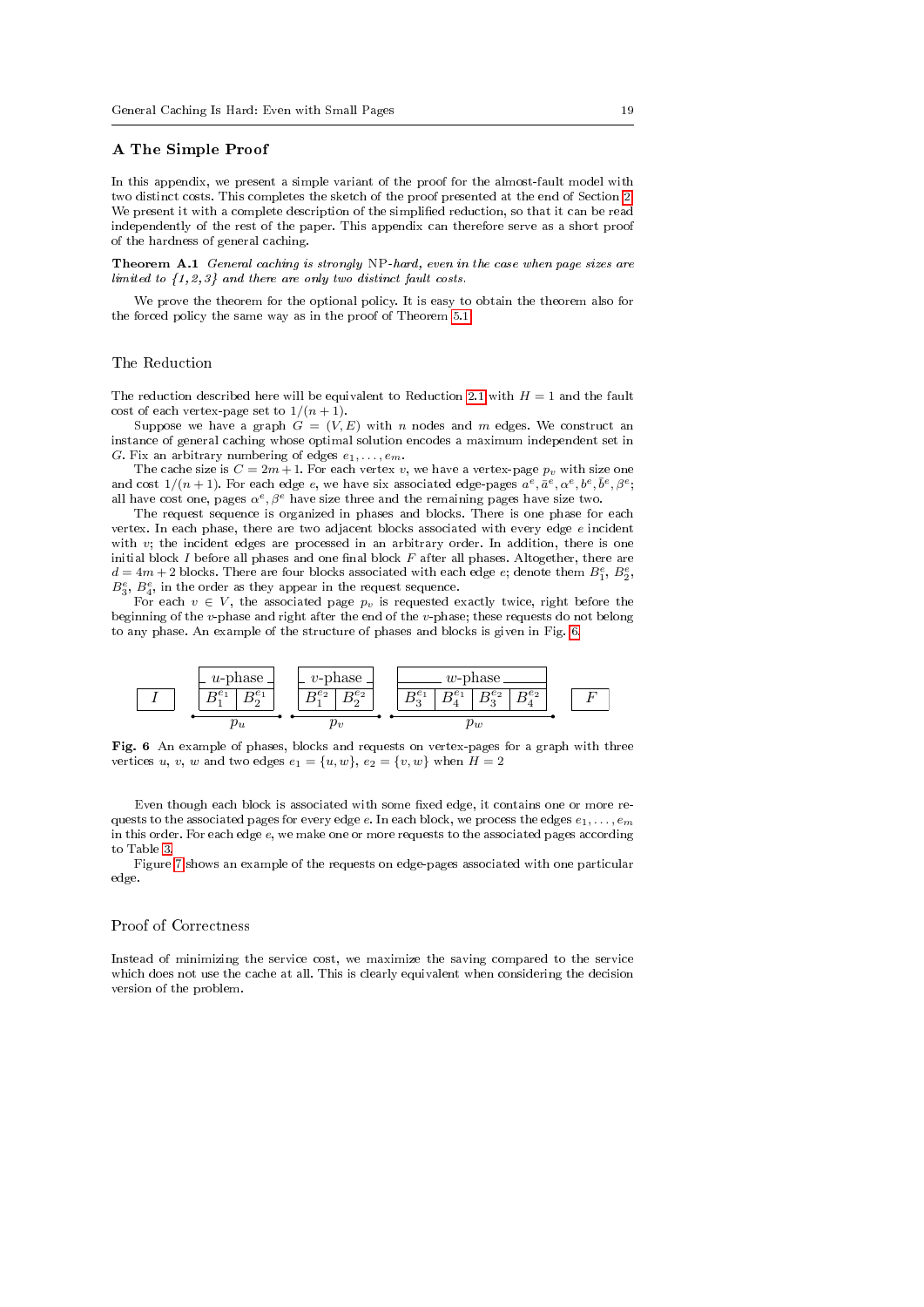## A The Simple Proof

In this appendix, we present a simple variant of the proof for the almost-fault model with two distinct costs. This completes the sketch of the proof presented at the end of Section 2. We present it with a complete description of the simplified reduction, so that it can be read independently of the rest of the paper. This appendix can therefore serve as a short proof of the hardness of general caching.

**Theorem A.1** *General caching is strongly* NP*-hard, even in the case when page sizes are limited to {1, 2, 3} and there are only two distinct fault costs.*

We prove the theorem for the optional policy. It is easy to obtain the theorem also for the forced policy the same way as in the proof of Theorem 5.1.

### The Reduction

The reduction described here will be equivalent to Reduction 2.1 with $H = 1$ and the fault cost of each vertex-page set to $1/(n+1)$.

Suppose we have a graph $G = (V, E)$ with $n$ nodes and $m$ edges. We construct an instance of general caching whose optimal solution encodes a maximum independent set in $G$. Fix an arbitrary numbering of edges $e_1, \ldots, e_m$.

The cache size is $C = 2m + 1$. For each vertex $v$, we have a vertex-page $p_v$ with size one and cost $1/(n+1)$. For each edge $e$, we have six associated edge-pages $a^e, \bar{a}^e, \alpha^e, b^e, \bar{b}^e, \beta^e$; all have cost one, pages $\alpha^e, \beta^e$ have size three and the remaining pages have size two.

The request sequence is organized in phases and blocks. There is one phase for each vertex. In each phase, there are two adjacent blocks associated with every edge $e$ incident with $v$; the incident edges are processed in an arbitrary order. In addition, there is one initial block $I$ before all phases and one final block $F$ after all phases. Altogether, there are $d = 4m + 2$ blocks. There are four blocks associated with each edge $e$; denote them $B_1^e$, $B_2^e$, $B_3^e$, $B_4^e$, in the order as they appear in the request sequence.

For each $v \in V$, the associated page $p_v$ is requested exactly twice, right before the beginning of the $v$-phase and right after the end of the $v$-phase; these requests do not belong to any phase. An example of the structure of phases and blocks is given in Fig. 6.

| $I$ | $u$-phase | | $v$-phase | | $w$-phase | | | | $F$ |
|---|---|---|---|---|---|---|---|---|---|
| | $B_1^{e_1}$ | $B_2^{e_1}$ | $B_1^{e_2}$ | $B_2^{e_2}$ | $B_3^{e_1}$ | $B_4^{e_1}$ | $B_3^{e_2}$ | $B_4^{e_2}$ | |
| | $p_u$ | | $p_v$ | | $p_w$ | | | | |

**Fig. 6** An example of phases, blocks and requests on vertex-pages for a graph with three vertices $u$, $v$, $w$ and two edges $e_1 = \{u, w\}$, $e_2 = \{v, w\}$ when $H = 2$

Even though each block is associated with some fixed edge, it contains one or more requests to the associated pages for every edge $e$. In each block, we process the edges $e_1, \ldots, e_m$ in this order. For each edge $e$, we make one or more requests to the associated pages according to Table 3.

Figure 7 shows an example of the requests on edge-pages associated with one particular edge.

### Proof of Correctness

Instead of minimizing the service cost, we maximize the saving compared to the service which does not use the cache at all. This is clearly equivalent when considering the decision version of the problem.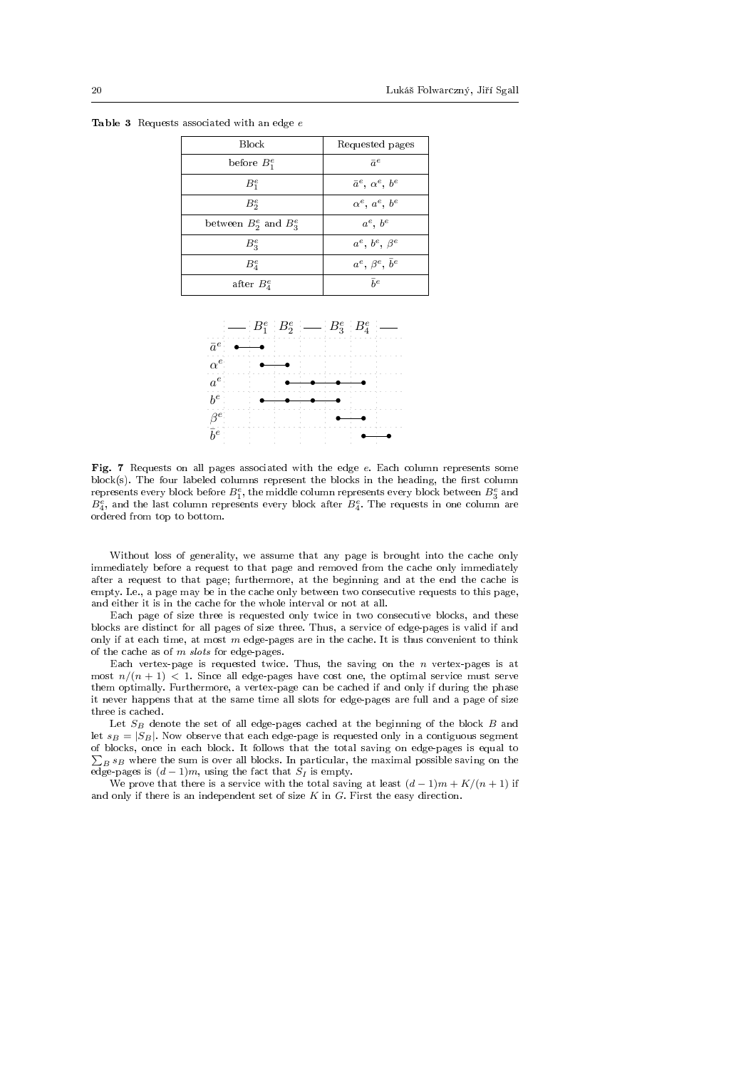**Table 3** Requests associated with an edge $e$

| Block | Requested pages |
| --- | --- |
| before $B_1^e$ | $\bar{a}^e$ |
| $B_1^e$ | $\bar{a}^e$, $\alpha^e$, $b^e$ |
| $B_2^e$ | $\alpha^e$, $a^e$, $b^e$ |
| between $B_2^e$ and $B_3^e$ | $a^e$, $b^e$ |
| $B_3^e$ | $a^e$, $b^e$, $\beta^e$ |
| $B_4^e$ | $a^e$, $\beta^e$, $\bar{b}^e$ |
| after $B_4^e$ | $\bar{b}^e$ |

**Fig. 7** Requests on all pages associated with the edge $e$. Each column represents some block(s). The four labeled columns represent the blocks in the heading, the first column represents every block before $B_1^e$, the middle column represents every block between $B_3^e$ and $B_4^e$, and the last column represents every block after $B_4^e$. The requests in one column are ordered from top to bottom.

Without loss of generality, we assume that any page is brought into the cache only immediately before a request to that page and removed from the cache only immediately after a request to that page; furthermore, at the beginning and at the end the cache is empty. I.e., a page may be in the cache only between two consecutive requests to this page, and either it is in the cache for the whole interval or not at all.

Each page of size three is requested only twice in two consecutive blocks, and these blocks are distinct for all pages of size three. Thus, a service of edge-pages is valid if and only if at each time, at most $m$ edge-pages are in the cache. It is thus convenient to think of the cache as of $m$ *slots* for edge-pages.

Each vertex-page is requested twice. Thus, the saving on the $n$ vertex-pages is at most $n/(n+1) < 1$. Since all edge-pages have cost one, the optimal service must serve them optimally. Furthermore, a vertex-page can be cached if and only if during the phase it never happens that at the same time all slots for edge-pages are full and a page of size three is cached.

Let $S_B$ denote the set of all edge-pages cached at the beginning of the block $B$ and let $s_B = |S_B|$. Now observe that each edge-page is requested only in a contiguous segment of blocks, once in each block. It follows that the total saving on edge-pages is equal to $\sum_B s_B$ where the sum is over all blocks. In particular, the maximal possible saving on the edge-pages is $(d-1)m$, using the fact that $S_I$ is empty.

We prove that there is a service with the total saving at least $(d-1)m + K/(n+1)$ if and only if there is an independent set of size $K$ in $G$. First the easy direction.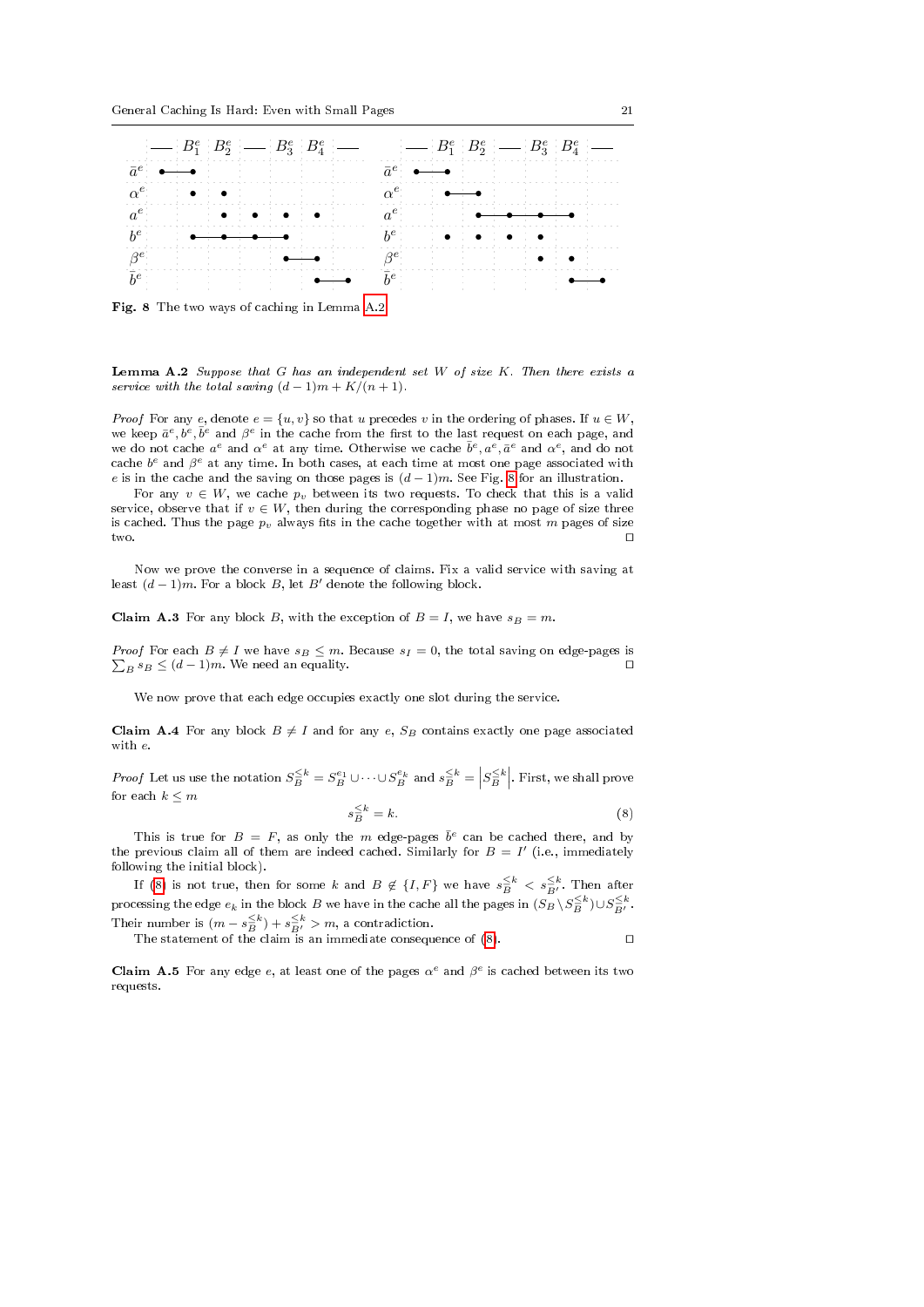Fig. 8 The two ways of caching in Lemma A.2

**Lemma A.2** *Suppose that $G$ has an independent set $W$ of size $K$. Then there exists a service with the total saving $(d-1)m + K/(n+1)$.*

*Proof* For any $e$, denote $e = \{u, v\}$ so that $u$ precedes $v$ in the ordering of phases. If $u \in W$, we keep $\bar{a}^e, b^e, \bar{b}^e$ and $\beta^e$ in the cache from the first to the last request on each page, and we do not cache $a^e$ and $\alpha^e$ at any time. Otherwise we cache $\bar{b}^e, \alpha^e, \bar{a}^e$ and $\alpha^e$, and do not cache $b^e$ and $\beta^e$ at any time. In both cases, at each time at most one page associated with $e$ is in the cache and the saving on those pages is $(d-1)m$. See Fig. 8 for an illustration.

For any $v \in W$, we cache $p_v$ between its two requests. To check that this is a valid service, observe that if $v \in W$, then during the corresponding phase no page of size three is cached. Thus the page $p_v$ always fits in the cache together with at most $m$ pages of size two. □

Now we prove the converse in a sequence of claims. Fix a valid service with saving at least $(d-1)m$. For a block $B$, let $B'$ denote the following block.

**Claim A.3** For any block $B$, with the exception of $B = I$, we have $s_B = m$.

*Proof* For each $B \neq I$ we have $s_B \leq m$. Because $s_I = 0$, the total saving on edge-pages is $\sum_B s_B \leq (d-1)m$. We need an equality. □

We now prove that each edge occupies exactly one slot during the service.

**Claim A.4** For any block $B \neq I$ and for any $e$, $S_B$ contains exactly one page associated with $e$.

*Proof* Let us use the notation $S_B^{\leq k} = S_B^{e_1} \cup \cdots \cup S_B^{e_k}$ and $s_B^{\leq k} = \left|S_B^{\leq k}\right|$. First, we shall prove for each $k \leq m$

$$s_B^{\leq k} = k. \tag{8}$$

This is true for $B = F$, as only the $m$ edge-pages $\bar{b}^e$ can be cached there, and by the previous claim all of them are indeed cached. Similarly for $B = I'$ (i.e., immediately following the initial block).

If (8) is not true, then for some $k$ and $B \notin \{I, F\}$ we have $s_B^{\leq k} < s_{B'}^{\leq k}$. Then after processing the edge $e_k$ in the block $B$ we have in the cache all the pages in $(S_B \setminus S_B^{\leq k}) \cup S_{B'}^{\leq k}$. Their number is $(m - s_B^{\leq k}) + s_{B'}^{\leq k} > m$, a contradiction.

The statement of the claim is an immediate consequence of (8). □

**Claim A.5** For any edge $e$, at least one of the pages $\alpha^e$ and $\beta^e$ is cached between its two requests.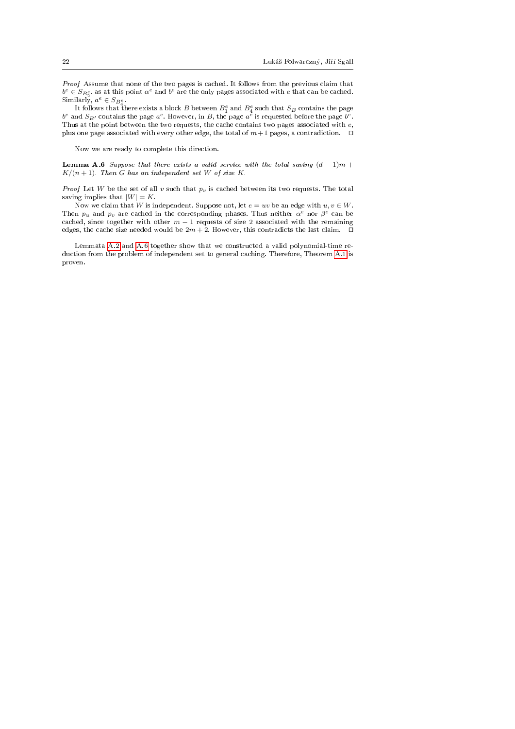*Proof* Assume that none of the two pages is cached. It follows from the previous claim that $b^e \in S_{B_2^e}$, as at this point $\alpha^e$ and $b^e$ are the only pages associated with $e$ that can be cached. Similarly, $a^e \in S_{B_4^e}$.

It follows that there exists a block $B$ between $B_1^e$ and $B_4^e$ such that $S_B$ contains the page $b^e$ and $S_{B'}$ contains the page $a^e$. However, in $B$, the page $a^e$ is requested before the page $b^e$. Thus at the point between the two requests, the cache contains two pages associated with $e$, plus one page associated with every other edge, the total of $m+1$ pages, a contradiction. □

Now we are ready to complete this direction.

**Lemma A.6** *Suppose that there exists a valid service with the total saving $(d-1)m + K/(n+1)$. Then $G$ has an independent set $W$ of size $K$.*

*Proof* Let $W$ be the set of all $v$ such that $p_v$ is cached between its two requests. The total saving implies that $|W| = K$.

Now we claim that $W$ is independent. Suppose not, let $e = uv$ be an edge with $u, v \in W$. Then $p_u$ and $p_v$ are cached in the corresponding phases. Thus neither $\alpha^e$ nor $\beta^e$ can be cached, since together with other $m-1$ requests of size 2 associated with the remaining edges, the cache size needed would be $2m+2$. However, this contradicts the last claim. □

Lemmata A.2 and A.6 together show that we constructed a valid polynomial-time reduction from the problem of independent set to general caching. Therefore, Theorem A.1 is proven.